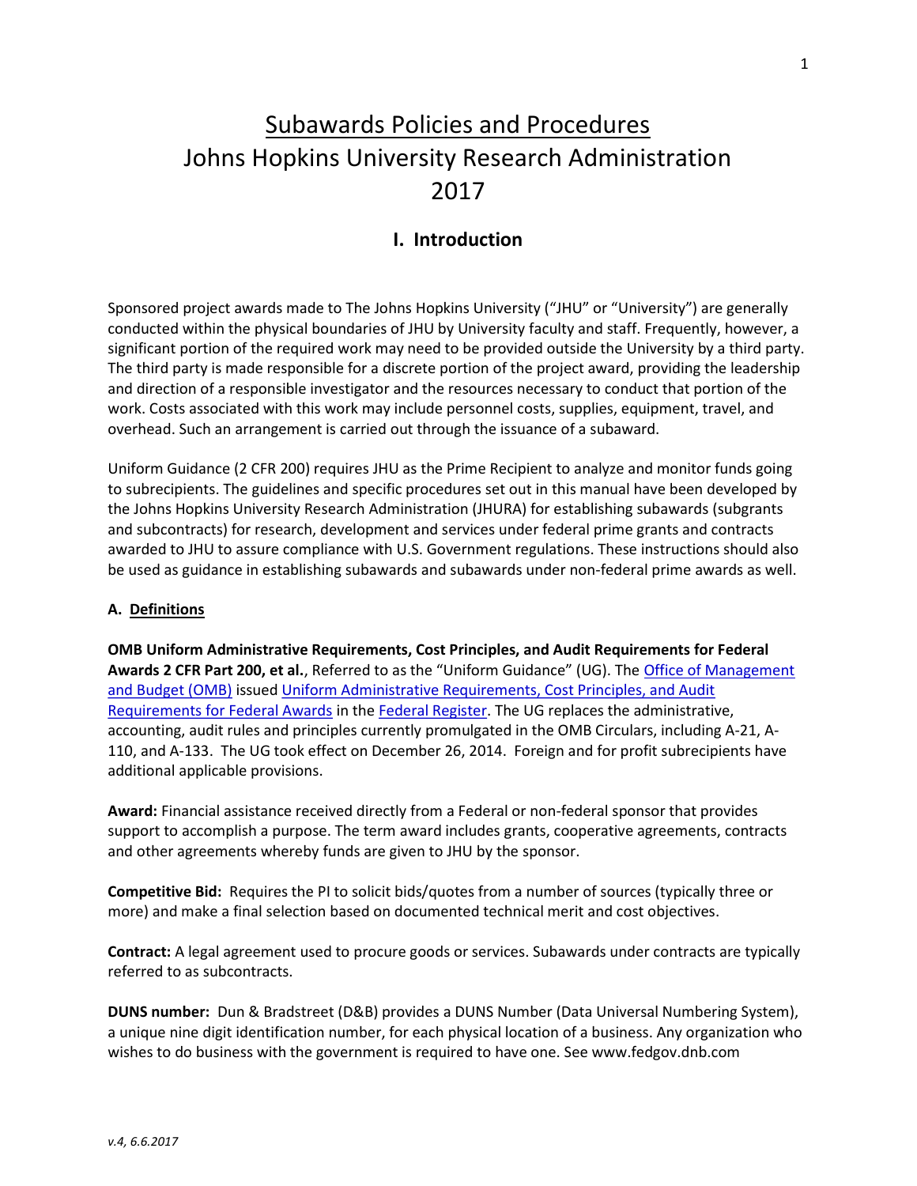# Subawards Policies and Procedures
# Johns Hopkins University Research Administration
# 2017

## I. Introduction

Sponsored project awards made to The Johns Hopkins University ("JHU" or "University") are generally conducted within the physical boundaries of JHU by University faculty and staff. Frequently, however, a significant portion of the required work may need to be provided outside the University by a third party. The third party is made responsible for a discrete portion of the project award, providing the leadership and direction of a responsible investigator and the resources necessary to conduct that portion of the work. Costs associated with this work may include personnel costs, supplies, equipment, travel, and overhead. Such an arrangement is carried out through the issuance of a subaward.

Uniform Guidance (2 CFR 200) requires JHU as the Prime Recipient to analyze and monitor funds going to subrecipients. The guidelines and specific procedures set out in this manual have been developed by the Johns Hopkins University Research Administration (JHURA) for establishing subawards (subgrants and subcontracts) for research, development and services under federal prime grants and contracts awarded to JHU to assure compliance with U.S. Government regulations. These instructions should also be used as guidance in establishing subawards and subawards under non-federal prime awards as well.

### A. Definitions

**OMB Uniform Administrative Requirements, Cost Principles, and Audit Requirements for Federal Awards 2 CFR Part 200, et al.**, Referred to as the "Uniform Guidance" (UG). The Office of Management and Budget (OMB) issued Uniform Administrative Requirements, Cost Principles, and Audit Requirements for Federal Awards in the Federal Register. The UG replaces the administrative, accounting, audit rules and principles currently promulgated in the OMB Circulars, including A-21, A-110, and A-133. The UG took effect on December 26, 2014. Foreign and for profit subrecipients have additional applicable provisions.

**Award:** Financial assistance received directly from a Federal or non-federal sponsor that provides support to accomplish a purpose. The term award includes grants, cooperative agreements, contracts and other agreements whereby funds are given to JHU by the sponsor.

**Competitive Bid:** Requires the PI to solicit bids/quotes from a number of sources (typically three or more) and make a final selection based on documented technical merit and cost objectives.

**Contract:** A legal agreement used to procure goods or services. Subawards under contracts are typically referred to as subcontracts.

**DUNS number:** Dun & Bradstreet (D&B) provides a DUNS Number (Data Universal Numbering System), a unique nine digit identification number, for each physical location of a business. Any organization who wishes to do business with the government is required to have one. See www.fedgov.dnb.com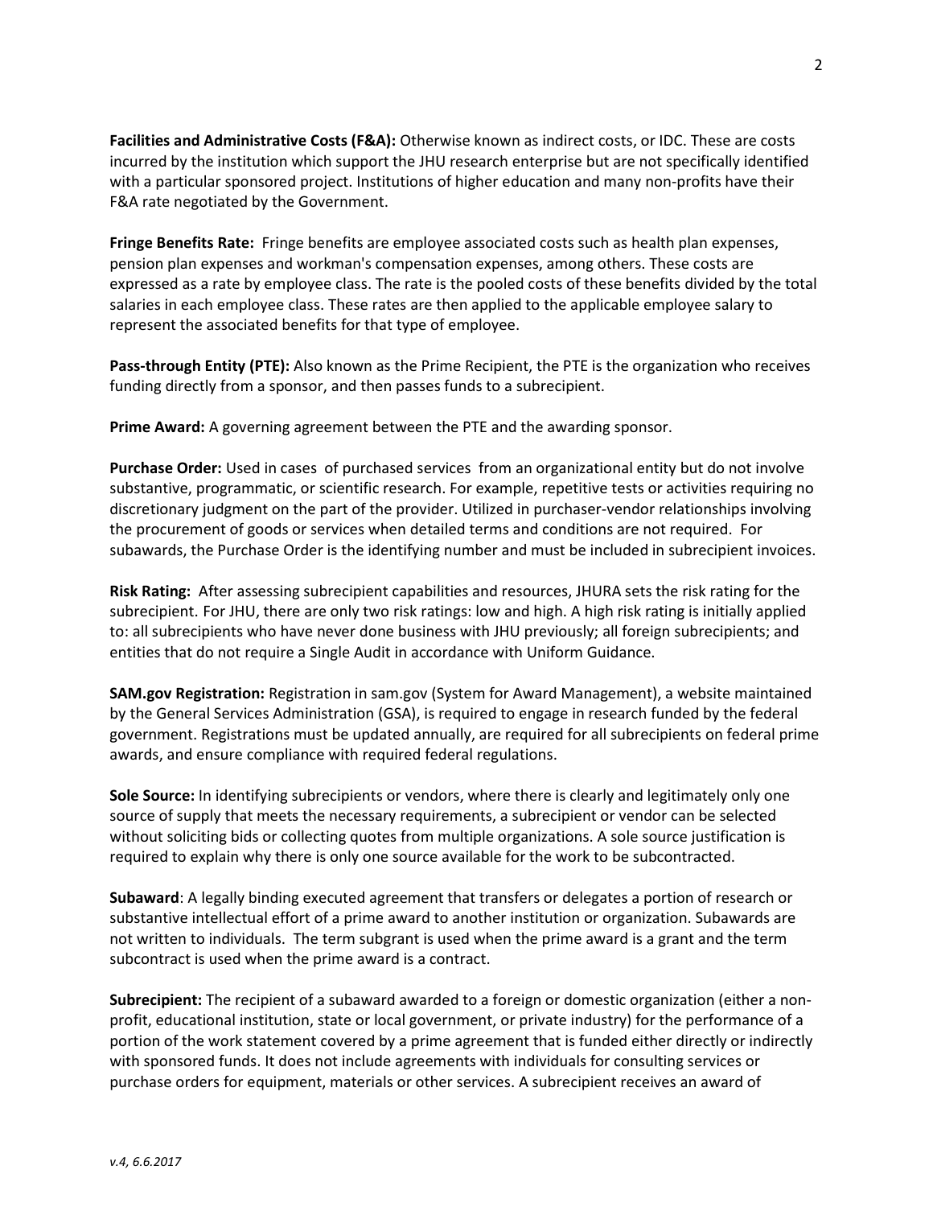**Facilities and Administrative Costs (F&A):** Otherwise known as indirect costs, or IDC. These are costs incurred by the institution which support the JHU research enterprise but are not specifically identified with a particular sponsored project. Institutions of higher education and many non-profits have their F&A rate negotiated by the Government.

**Fringe Benefits Rate:** Fringe benefits are employee associated costs such as health plan expenses, pension plan expenses and workman's compensation expenses, among others. These costs are expressed as a rate by employee class. The rate is the pooled costs of these benefits divided by the total salaries in each employee class. These rates are then applied to the applicable employee salary to represent the associated benefits for that type of employee.

**Pass-through Entity (PTE):** Also known as the Prime Recipient, the PTE is the organization who receives funding directly from a sponsor, and then passes funds to a subrecipient.

**Prime Award:** A governing agreement between the PTE and the awarding sponsor.

**Purchase Order:** Used in cases of purchased services from an organizational entity but do not involve substantive, programmatic, or scientific research. For example, repetitive tests or activities requiring no discretionary judgment on the part of the provider. Utilized in purchaser-vendor relationships involving the procurement of goods or services when detailed terms and conditions are not required. For subawards, the Purchase Order is the identifying number and must be included in subrecipient invoices.

**Risk Rating:** After assessing subrecipient capabilities and resources, JHURA sets the risk rating for the subrecipient. For JHU, there are only two risk ratings: low and high. A high risk rating is initially applied to: all subrecipients who have never done business with JHU previously; all foreign subrecipients; and entities that do not require a Single Audit in accordance with Uniform Guidance.

**SAM.gov Registration:** Registration in sam.gov (System for Award Management), a website maintained by the General Services Administration (GSA), is required to engage in research funded by the federal government. Registrations must be updated annually, are required for all subrecipients on federal prime awards, and ensure compliance with required federal regulations.

**Sole Source:** In identifying subrecipients or vendors, where there is clearly and legitimately only one source of supply that meets the necessary requirements, a subrecipient or vendor can be selected without soliciting bids or collecting quotes from multiple organizations. A sole source justification is required to explain why there is only one source available for the work to be subcontracted.

**Subaward**: A legally binding executed agreement that transfers or delegates a portion of research or substantive intellectual effort of a prime award to another institution or organization. Subawards are not written to individuals. The term subgrant is used when the prime award is a grant and the term subcontract is used when the prime award is a contract.

**Subrecipient:** The recipient of a subaward awarded to a foreign or domestic organization (either a non-profit, educational institution, state or local government, or private industry) for the performance of a portion of the work statement covered by a prime agreement that is funded either directly or indirectly with sponsored funds. It does not include agreements with individuals for consulting services or purchase orders for equipment, materials or other services. A subrecipient receives an award of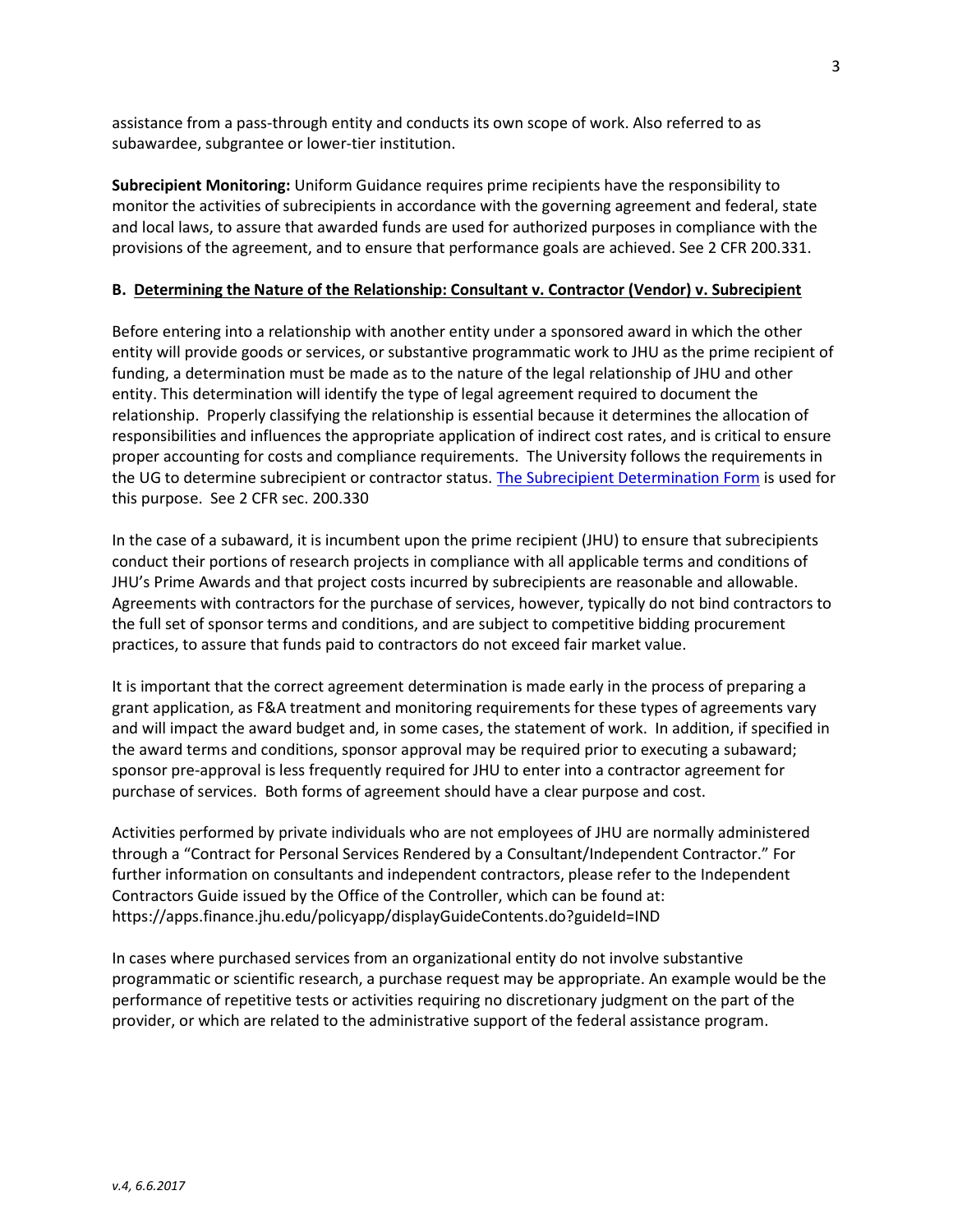assistance from a pass-through entity and conducts its own scope of work. Also referred to as subawardee, subgrantee or lower-tier institution.

**Subrecipient Monitoring:** Uniform Guidance requires prime recipients have the responsibility to monitor the activities of subrecipients in accordance with the governing agreement and federal, state and local laws, to assure that awarded funds are used for authorized purposes in compliance with the provisions of the agreement, and to ensure that performance goals are achieved. See 2 CFR 200.331.

### B. Determining the Nature of the Relationship: Consultant v. Contractor (Vendor) v. Subrecipient

Before entering into a relationship with another entity under a sponsored award in which the other entity will provide goods or services, or substantive programmatic work to JHU as the prime recipient of funding, a determination must be made as to the nature of the legal relationship of JHU and other entity. This determination will identify the type of legal agreement required to document the relationship. Properly classifying the relationship is essential because it determines the allocation of responsibilities and influences the appropriate application of indirect cost rates, and is critical to ensure proper accounting for costs and compliance requirements. The University follows the requirements in the UG to determine subrecipient or contractor status. The Subrecipient Determination Form is used for this purpose. See 2 CFR sec. 200.330

In the case of a subaward, it is incumbent upon the prime recipient (JHU) to ensure that subrecipients conduct their portions of research projects in compliance with all applicable terms and conditions of JHU's Prime Awards and that project costs incurred by subrecipients are reasonable and allowable. Agreements with contractors for the purchase of services, however, typically do not bind contractors to the full set of sponsor terms and conditions, and are subject to competitive bidding procurement practices, to assure that funds paid to contractors do not exceed fair market value.

It is important that the correct agreement determination is made early in the process of preparing a grant application, as F&A treatment and monitoring requirements for these types of agreements vary and will impact the award budget and, in some cases, the statement of work. In addition, if specified in the award terms and conditions, sponsor approval may be required prior to executing a subaward; sponsor pre-approval is less frequently required for JHU to enter into a contractor agreement for purchase of services. Both forms of agreement should have a clear purpose and cost.

Activities performed by private individuals who are not employees of JHU are normally administered through a "Contract for Personal Services Rendered by a Consultant/Independent Contractor." For further information on consultants and independent contractors, please refer to the Independent Contractors Guide issued by the Office of the Controller, which can be found at: https://apps.finance.jhu.edu/policyapp/displayGuideContents.do?guideId=IND

In cases where purchased services from an organizational entity do not involve substantive programmatic or scientific research, a purchase request may be appropriate. An example would be the performance of repetitive tests or activities requiring no discretionary judgment on the part of the provider, or which are related to the administrative support of the federal assistance program.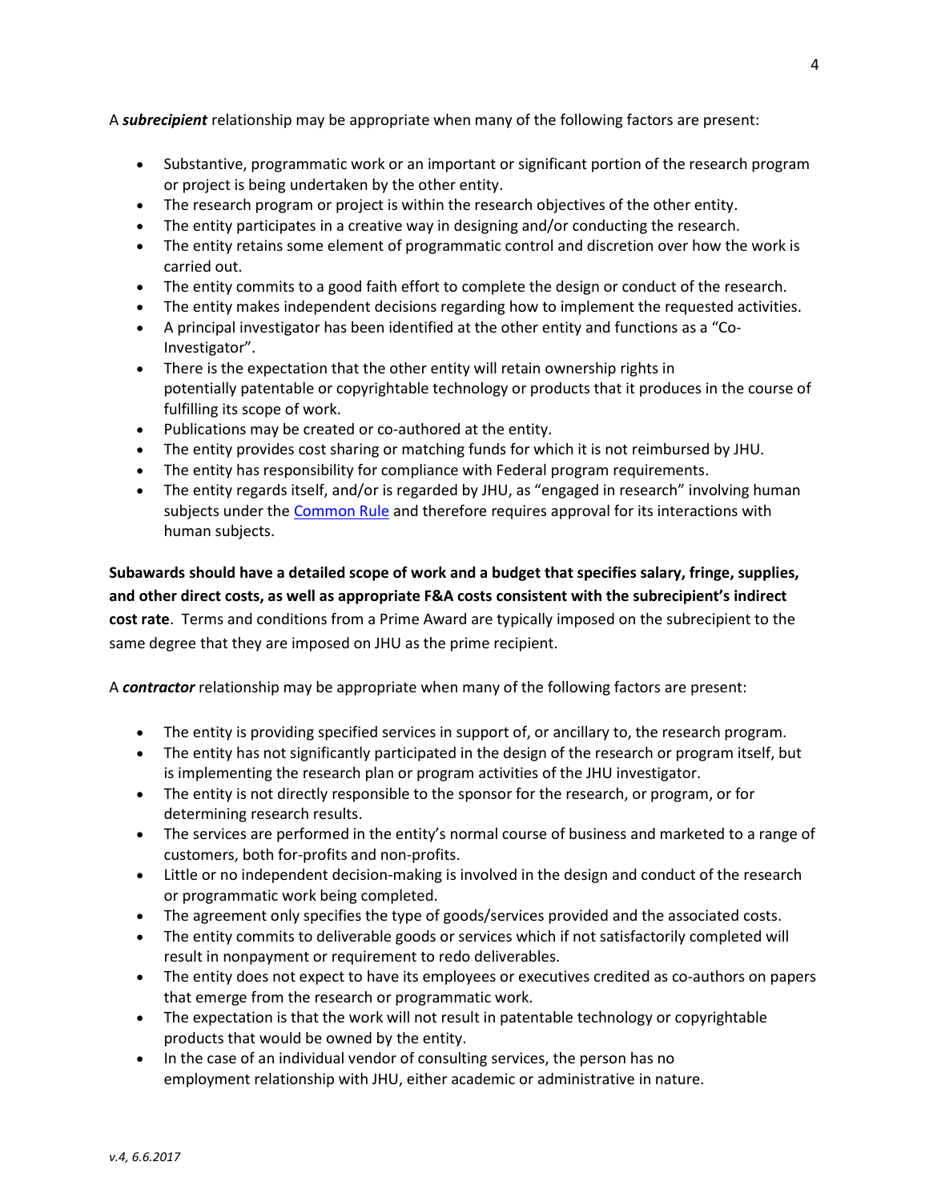A ***subrecipient*** relationship may be appropriate when many of the following factors are present:

- Substantive, programmatic work or an important or significant portion of the research program or project is being undertaken by the other entity.
- The research program or project is within the research objectives of the other entity.
- The entity participates in a creative way in designing and/or conducting the research.
- The entity retains some element of programmatic control and discretion over how the work is carried out.
- The entity commits to a good faith effort to complete the design or conduct of the research.
- The entity makes independent decisions regarding how to implement the requested activities.
- A principal investigator has been identified at the other entity and functions as a "Co-Investigator".
- There is the expectation that the other entity will retain ownership rights in potentially patentable or copyrightable technology or products that it produces in the course of fulfilling its scope of work.
- Publications may be created or co-authored at the entity.
- The entity provides cost sharing or matching funds for which it is not reimbursed by JHU.
- The entity has responsibility for compliance with Federal program requirements.
- The entity regards itself, and/or is regarded by JHU, as "engaged in research" involving human subjects under the Common Rule and therefore requires approval for its interactions with human subjects.

**Subawards should have a detailed scope of work and a budget that specifies salary, fringe, supplies, and other direct costs, as well as appropriate F&A costs consistent with the subrecipient's indirect cost rate**. Terms and conditions from a Prime Award are typically imposed on the subrecipient to the same degree that they are imposed on JHU as the prime recipient.

A ***contractor*** relationship may be appropriate when many of the following factors are present:

- The entity is providing specified services in support of, or ancillary to, the research program.
- The entity has not significantly participated in the design of the research or program itself, but is implementing the research plan or program activities of the JHU investigator.
- The entity is not directly responsible to the sponsor for the research, or program, or for determining research results.
- The services are performed in the entity's normal course of business and marketed to a range of customers, both for-profits and non-profits.
- Little or no independent decision-making is involved in the design and conduct of the research or programmatic work being completed.
- The agreement only specifies the type of goods/services provided and the associated costs.
- The entity commits to deliverable goods or services which if not satisfactorily completed will result in nonpayment or requirement to redo deliverables.
- The entity does not expect to have its employees or executives credited as co-authors on papers that emerge from the research or programmatic work.
- The expectation is that the work will not result in patentable technology or copyrightable products that would be owned by the entity.
- In the case of an individual vendor of consulting services, the person has no employment relationship with JHU, either academic or administrative in nature.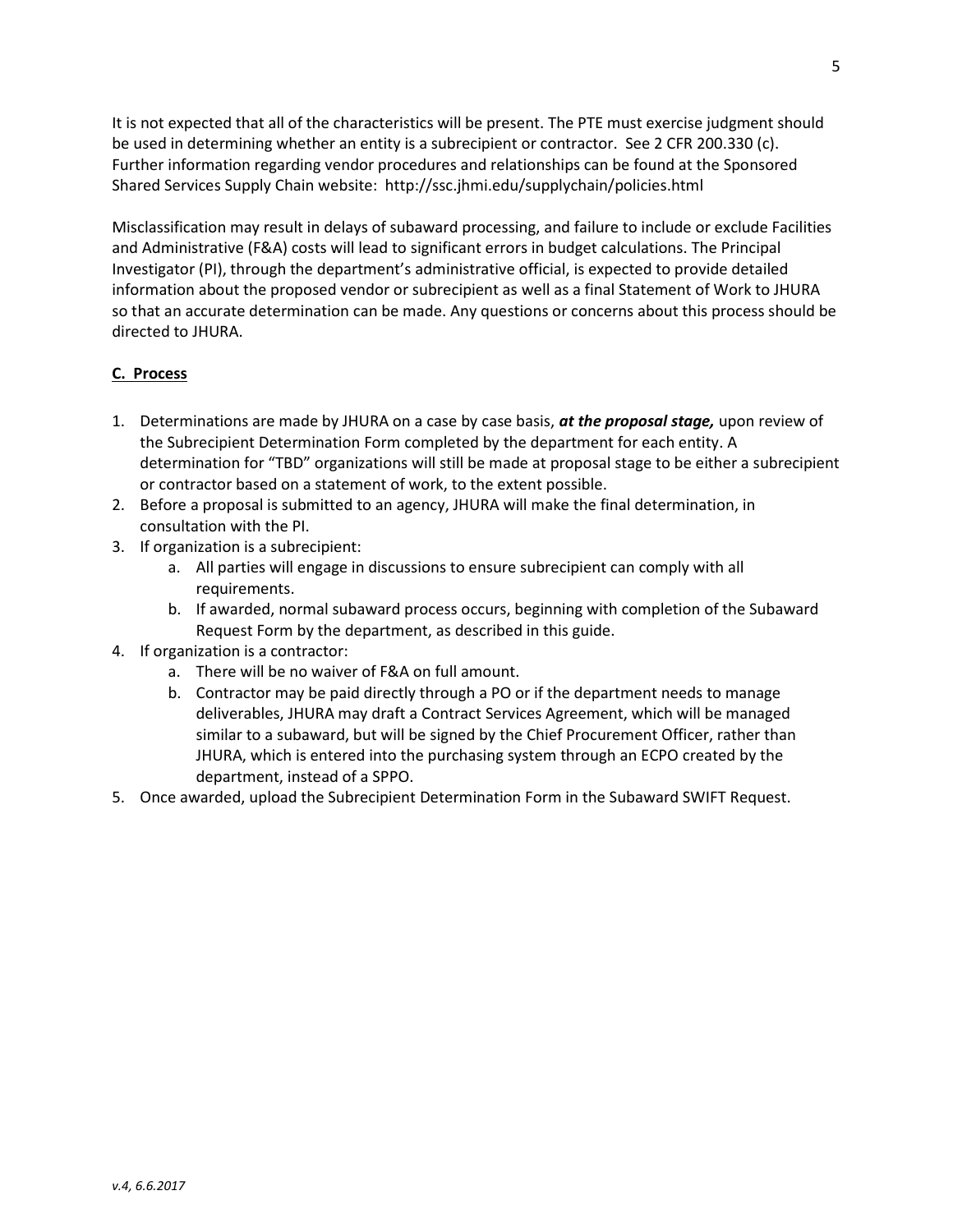It is not expected that all of the characteristics will be present. The PTE must exercise judgment should be used in determining whether an entity is a subrecipient or contractor. See 2 CFR 200.330 (c). Further information regarding vendor procedures and relationships can be found at the Sponsored Shared Services Supply Chain website: http://ssc.jhmi.edu/supplychain/policies.html

Misclassification may result in delays of subaward processing, and failure to include or exclude Facilities and Administrative (F&A) costs will lead to significant errors in budget calculations. The Principal Investigator (PI), through the department's administrative official, is expected to provide detailed information about the proposed vendor or subrecipient as well as a final Statement of Work to JHURA so that an accurate determination can be made. Any questions or concerns about this process should be directed to JHURA.

## C. Process

1. Determinations are made by JHURA on a case by case basis, ***at the proposal stage,*** upon review of the Subrecipient Determination Form completed by the department for each entity. A determination for "TBD" organizations will still be made at proposal stage to be either a subrecipient or contractor based on a statement of work, to the extent possible.
2. Before a proposal is submitted to an agency, JHURA will make the final determination, in consultation with the PI.
3. If organization is a subrecipient:
   a. All parties will engage in discussions to ensure subrecipient can comply with all requirements.
   b. If awarded, normal subaward process occurs, beginning with completion of the Subaward Request Form by the department, as described in this guide.
4. If organization is a contractor:
   a. There will be no waiver of F&A on full amount.
   b. Contractor may be paid directly through a PO or if the department needs to manage deliverables, JHURA may draft a Contract Services Agreement, which will be managed similar to a subaward, but will be signed by the Chief Procurement Officer, rather than JHURA, which is entered into the purchasing system through an ECPO created by the department, instead of a SPPO.
5. Once awarded, upload the Subrecipient Determination Form in the Subaward SWIFT Request.

*v.4, 6.6.2017*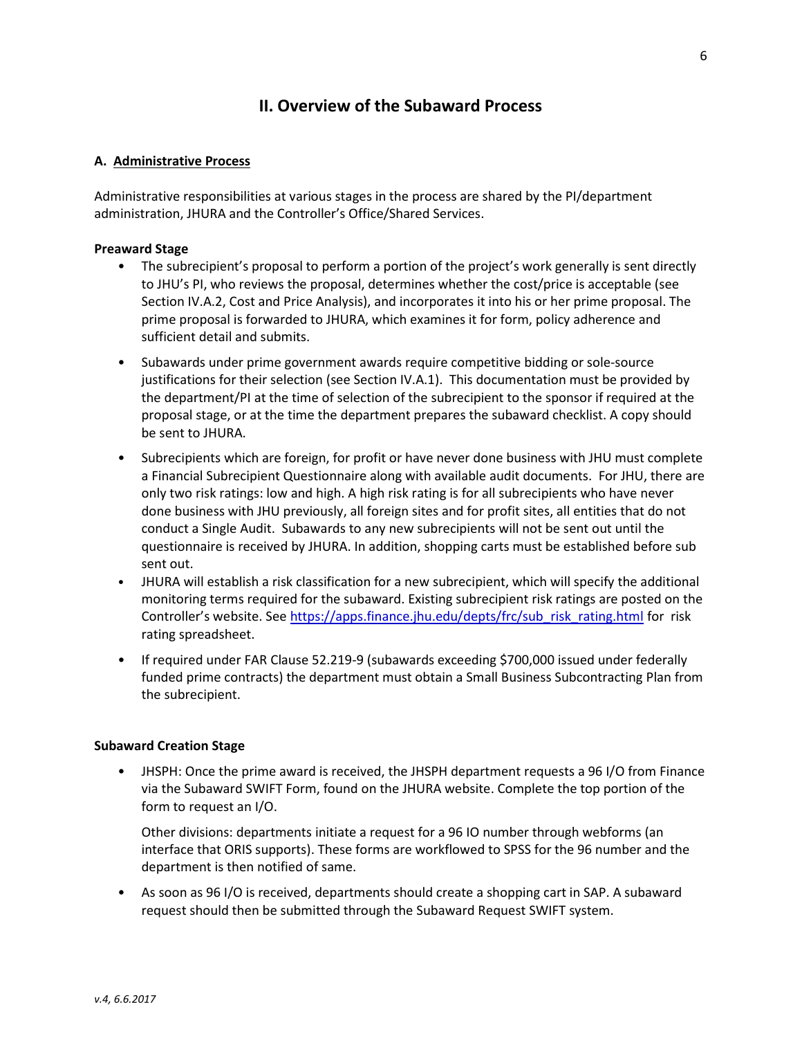## II. Overview of the Subaward Process

### A. Administrative Process

Administrative responsibilities at various stages in the process are shared by the PI/department administration, JHURA and the Controller's Office/Shared Services.

**Preaward Stage**

- The subrecipient's proposal to perform a portion of the project's work generally is sent directly to JHU's PI, who reviews the proposal, determines whether the cost/price is acceptable (see Section IV.A.2, Cost and Price Analysis), and incorporates it into his or her prime proposal. The prime proposal is forwarded to JHURA, which examines it for form, policy adherence and sufficient detail and submits.
- Subawards under prime government awards require competitive bidding or sole-source justifications for their selection (see Section IV.A.1). This documentation must be provided by the department/PI at the time of selection of the subrecipient to the sponsor if required at the proposal stage, or at the time the department prepares the subaward checklist. A copy should be sent to JHURA.
- Subrecipients which are foreign, for profit or have never done business with JHU must complete a Financial Subrecipient Questionnaire along with available audit documents. For JHU, there are only two risk ratings: low and high. A high risk rating is for all subrecipients who have never done business with JHU previously, all foreign sites and for profit sites, all entities that do not conduct a Single Audit. Subawards to any new subrecipients will not be sent out until the questionnaire is received by JHURA. In addition, shopping carts must be established before sub sent out.
- JHURA will establish a risk classification for a new subrecipient, which will specify the additional monitoring terms required for the subaward. Existing subrecipient risk ratings are posted on the Controller's website. See [https://apps.finance.jhu.edu/depts/frc/sub_risk_rating.html](https://apps.finance.jhu.edu/depts/frc/sub_risk_rating.html) for risk rating spreadsheet.
- If required under FAR Clause 52.219-9 (subawards exceeding $700,000 issued under federally funded prime contracts) the department must obtain a Small Business Subcontracting Plan from the subrecipient.

**Subaward Creation Stage**

- JHSPH: Once the prime award is received, the JHSPH department requests a 96 I/O from Finance via the Subaward SWIFT Form, found on the JHURA website. Complete the top portion of the form to request an I/O.

  Other divisions: departments initiate a request for a 96 IO number through webforms (an interface that ORIS supports). These forms are workflowed to SPSS for the 96 number and the department is then notified of same.

- As soon as 96 I/O is received, departments should create a shopping cart in SAP. A subaward request should then be submitted through the Subaward Request SWIFT system.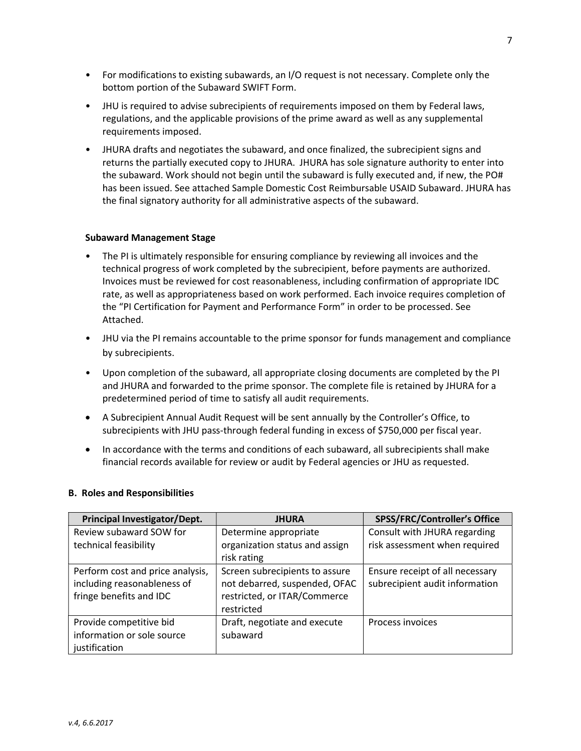- For modifications to existing subawards, an I/O request is not necessary. Complete only the bottom portion of the Subaward SWIFT Form.
- JHU is required to advise subrecipients of requirements imposed on them by Federal laws, regulations, and the applicable provisions of the prime award as well as any supplemental requirements imposed.
- JHURA drafts and negotiates the subaward, and once finalized, the subrecipient signs and returns the partially executed copy to JHURA. JHURA has sole signature authority to enter into the subaward. Work should not begin until the subaward is fully executed and, if new, the PO# has been issued. See attached Sample Domestic Cost Reimbursable USAID Subaward. JHURA has the final signatory authority for all administrative aspects of the subaward.

**Subaward Management Stage**

- The PI is ultimately responsible for ensuring compliance by reviewing all invoices and the technical progress of work completed by the subrecipient, before payments are authorized. Invoices must be reviewed for cost reasonableness, including confirmation of appropriate IDC rate, as well as appropriateness based on work performed. Each invoice requires completion of the "PI Certification for Payment and Performance Form" in order to be processed. See Attached.
- JHU via the PI remains accountable to the prime sponsor for funds management and compliance by subrecipients.
- Upon completion of the subaward, all appropriate closing documents are completed by the PI and JHURA and forwarded to the prime sponsor. The complete file is retained by JHURA for a predetermined period of time to satisfy all audit requirements.
- A Subrecipient Annual Audit Request will be sent annually by the Controller's Office, to subrecipients with JHU pass-through federal funding in excess of $750,000 per fiscal year.
- In accordance with the terms and conditions of each subaward, all subrecipients shall make financial records available for review or audit by Federal agencies or JHU as requested.

**B. Roles and Responsibilities**

| Principal Investigator/Dept. | JHURA | SPSS/FRC/Controller's Office |
|---|---|---|
| Review subaward SOW for technical feasibility | Determine appropriate organization status and assign risk rating | Consult with JHURA regarding risk assessment when required |
| Perform cost and price analysis, including reasonableness of fringe benefits and IDC | Screen subrecipients to assure not debarred, suspended, OFAC restricted, or ITAR/Commerce restricted | Ensure receipt of all necessary subrecipient audit information |
| Provide competitive bid information or sole source justification | Draft, negotiate and execute subaward | Process invoices |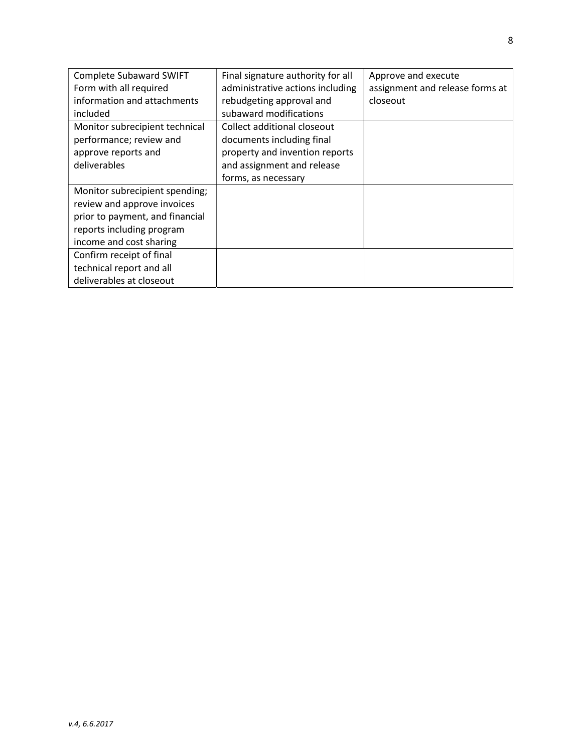| Complete Subaward SWIFT Form with all required information and attachments included | Final signature authority for all administrative actions including rebudgeting approval and subaward modifications | Approve and execute assignment and release forms at closeout |
| --- | --- | --- |
| Monitor subrecipient technical performance; review and approve reports and deliverables | Collect additional closeout documents including final property and invention reports and assignment and release forms, as necessary | |
| Monitor subrecipient spending; review and approve invoices prior to payment, and financial reports including program income and cost sharing | | |
| Confirm receipt of final technical report and all deliverables at closeout | | |

*v.4, 6.6.2017*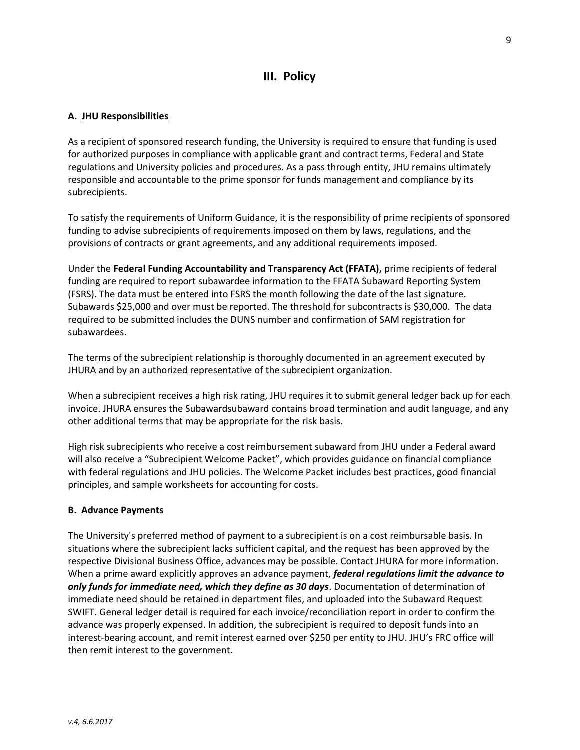# III. Policy

**A. JHU Responsibilities**

As a recipient of sponsored research funding, the University is required to ensure that funding is used for authorized purposes in compliance with applicable grant and contract terms, Federal and State regulations and University policies and procedures. As a pass through entity, JHU remains ultimately responsible and accountable to the prime sponsor for funds management and compliance by its subrecipients.

To satisfy the requirements of Uniform Guidance, it is the responsibility of prime recipients of sponsored funding to advise subrecipients of requirements imposed on them by laws, regulations, and the provisions of contracts or grant agreements, and any additional requirements imposed.

Under the **Federal Funding Accountability and Transparency Act (FFATA),** prime recipients of federal funding are required to report subawardee information to the FFATA Subaward Reporting System (FSRS). The data must be entered into FSRS the month following the date of the last signature. Subawards $25,000 and over must be reported. The threshold for subcontracts is $30,000. The data required to be submitted includes the DUNS number and confirmation of SAM registration for subawardees.

The terms of the subrecipient relationship is thoroughly documented in an agreement executed by JHURA and by an authorized representative of the subrecipient organization.

When a subrecipient receives a high risk rating, JHU requires it to submit general ledger back up for each invoice. JHURA ensures the Subawardsubaward contains broad termination and audit language, and any other additional terms that may be appropriate for the risk basis.

High risk subrecipients who receive a cost reimbursement subaward from JHU under a Federal award will also receive a "Subrecipient Welcome Packet", which provides guidance on financial compliance with federal regulations and JHU policies. The Welcome Packet includes best practices, good financial principles, and sample worksheets for accounting for costs.

**B. Advance Payments**

The University's preferred method of payment to a subrecipient is on a cost reimbursable basis. In situations where the subrecipient lacks sufficient capital, and the request has been approved by the respective Divisional Business Office, advances may be possible. Contact JHURA for more information. When a prime award explicitly approves an advance payment, ***federal regulations limit the advance to only funds for immediate need, which they define as 30 days***. Documentation of determination of immediate need should be retained in department files, and uploaded into the Subaward Request SWIFT. General ledger detail is required for each invoice/reconciliation report in order to confirm the advance was properly expensed. In addition, the subrecipient is required to deposit funds into an interest-bearing account, and remit interest earned over $250 per entity to JHU. JHU's FRC office will then remit interest to the government.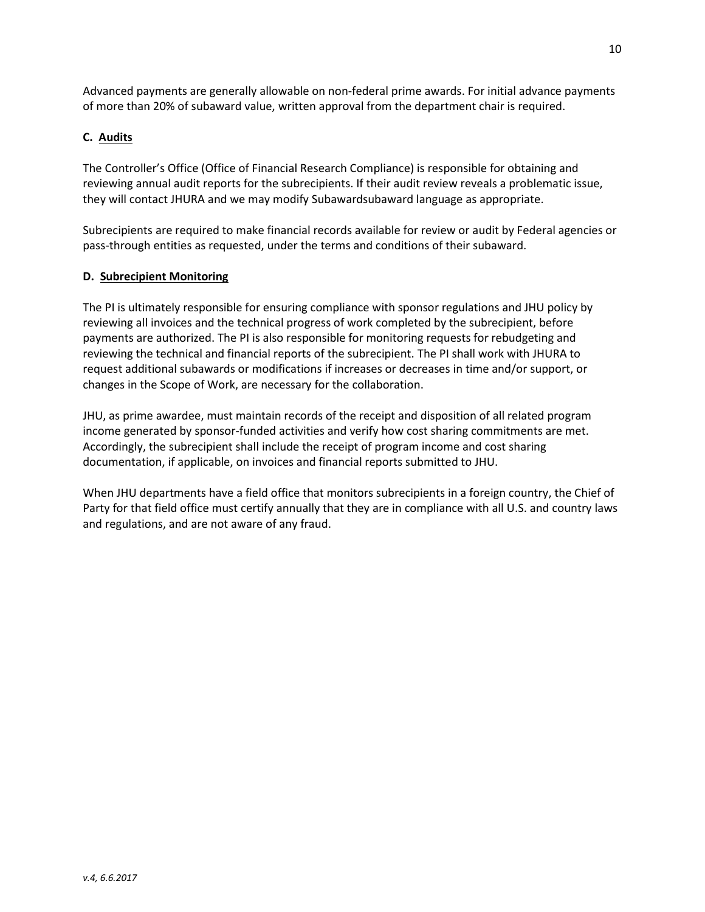Advanced payments are generally allowable on non-federal prime awards. For initial advance payments of more than 20% of subaward value, written approval from the department chair is required.

### C. Audits

The Controller's Office (Office of Financial Research Compliance) is responsible for obtaining and reviewing annual audit reports for the subrecipients. If their audit review reveals a problematic issue, they will contact JHURA and we may modify Subawardsubaward language as appropriate.

Subrecipients are required to make financial records available for review or audit by Federal agencies or pass-through entities as requested, under the terms and conditions of their subaward.

### D. Subrecipient Monitoring

The PI is ultimately responsible for ensuring compliance with sponsor regulations and JHU policy by reviewing all invoices and the technical progress of work completed by the subrecipient, before payments are authorized. The PI is also responsible for monitoring requests for rebudgeting and reviewing the technical and financial reports of the subrecipient. The PI shall work with JHURA to request additional subawards or modifications if increases or decreases in time and/or support, or changes in the Scope of Work, are necessary for the collaboration.

JHU, as prime awardee, must maintain records of the receipt and disposition of all related program income generated by sponsor-funded activities and verify how cost sharing commitments are met. Accordingly, the subrecipient shall include the receipt of program income and cost sharing documentation, if applicable, on invoices and financial reports submitted to JHU.

When JHU departments have a field office that monitors subrecipients in a foreign country, the Chief of Party for that field office must certify annually that they are in compliance with all U.S. and country laws and regulations, and are not aware of any fraud.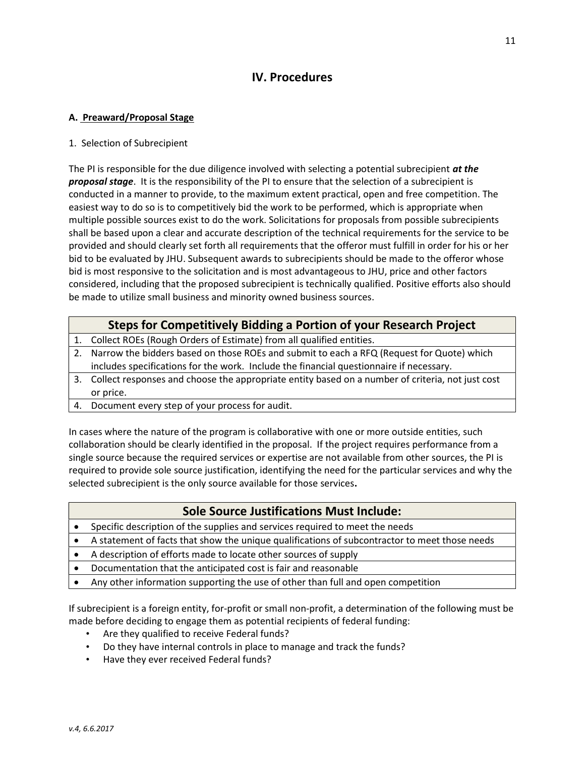# IV. Procedures

### A. Preaward/Proposal Stage

1. Selection of Subrecipient

The PI is responsible for the due diligence involved with selecting a potential subrecipient ***at the proposal stage***. It is the responsibility of the PI to ensure that the selection of a subrecipient is conducted in a manner to provide, to the maximum extent practical, open and free competition. The easiest way to do so is to competitively bid the work to be performed, which is appropriate when multiple possible sources exist to do the work. Solicitations for proposals from possible subrecipients shall be based upon a clear and accurate description of the technical requirements for the service to be provided and should clearly set forth all requirements that the offeror must fulfill in order for his or her bid to be evaluated by JHU. Subsequent awards to subrecipients should be made to the offeror whose bid is most responsive to the solicitation and is most advantageous to JHU, price and other factors considered, including that the proposed subrecipient is technically qualified. Positive efforts also should be made to utilize small business and minority owned business sources.

| Steps for Competitively Bidding a Portion of your Research Project |
|---|
| 1. Collect ROEs (Rough Orders of Estimate) from all qualified entities. |
| 2. Narrow the bidders based on those ROEs and submit to each a RFQ (Request for Quote) which includes specifications for the work. Include the financial questionnaire if necessary. |
| 3. Collect responses and choose the appropriate entity based on a number of criteria, not just cost or price. |
| 4. Document every step of your process for audit. |

In cases where the nature of the program is collaborative with one or more outside entities, such collaboration should be clearly identified in the proposal. If the project requires performance from a single source because the required services or expertise are not available from other sources, the PI is required to provide sole source justification, identifying the need for the particular services and why the selected subrecipient is the only source available for those services.

| Sole Source Justifications Must Include: |
|---|
| • Specific description of the supplies and services required to meet the needs |
| • A statement of facts that show the unique qualifications of subcontractor to meet those needs |
| • A description of efforts made to locate other sources of supply |
| • Documentation that the anticipated cost is fair and reasonable |
| • Any other information supporting the use of other than full and open competition |

If subrecipient is a foreign entity, for-profit or small non-profit, a determination of the following must be made before deciding to engage them as potential recipients of federal funding:

- Are they qualified to receive Federal funds?
- Do they have internal controls in place to manage and track the funds?
- Have they ever received Federal funds?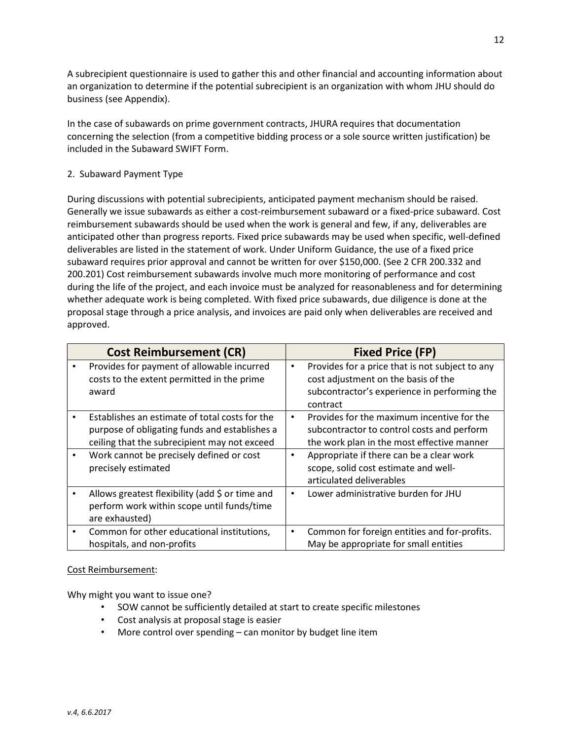A subrecipient questionnaire is used to gather this and other financial and accounting information about an organization to determine if the potential subrecipient is an organization with whom JHU should do business (see Appendix).

In the case of subawards on prime government contracts, JHURA requires that documentation concerning the selection (from a competitive bidding process or a sole source written justification) be included in the Subaward SWIFT Form.

2. Subaward Payment Type

During discussions with potential subrecipients, anticipated payment mechanism should be raised. Generally we issue subawards as either a cost-reimbursement subaward or a fixed-price subaward. Cost reimbursement subawards should be used when the work is general and few, if any, deliverables are anticipated other than progress reports. Fixed price subawards may be used when specific, well-defined deliverables are listed in the statement of work. Under Uniform Guidance, the use of a fixed price subaward requires prior approval and cannot be written for over $150,000. (See 2 CFR 200.332 and 200.201) Cost reimbursement subawards involve much more monitoring of performance and cost during the life of the project, and each invoice must be analyzed for reasonableness and for determining whether adequate work is being completed. With fixed price subawards, due diligence is done at the proposal stage through a price analysis, and invoices are paid only when deliverables are received and approved.

| Cost Reimbursement (CR) | Fixed Price (FP) |
|---|---|
| • Provides for payment of allowable incurred costs to the extent permitted in the prime award | • Provides for a price that is not subject to any cost adjustment on the basis of the subcontractor's experience in performing the contract |
| • Establishes an estimate of total costs for the purpose of obligating funds and establishes a ceiling that the subrecipient may not exceed | • Provides for the maximum incentive for the subcontractor to control costs and perform the work plan in the most effective manner |
| • Work cannot be precisely defined or cost precisely estimated | • Appropriate if there can be a clear work scope, solid cost estimate and well-articulated deliverables |
| • Allows greatest flexibility (add $ or time and perform work within scope until funds/time are exhausted) | • Lower administrative burden for JHU |
| • Common for other educational institutions, hospitals, and non-profits | • Common for foreign entities and for-profits. May be appropriate for small entities |

<u>Cost Reimbursement</u>:

Why might you want to issue one?

- SOW cannot be sufficiently detailed at start to create specific milestones
- Cost analysis at proposal stage is easier
- More control over spending – can monitor by budget line item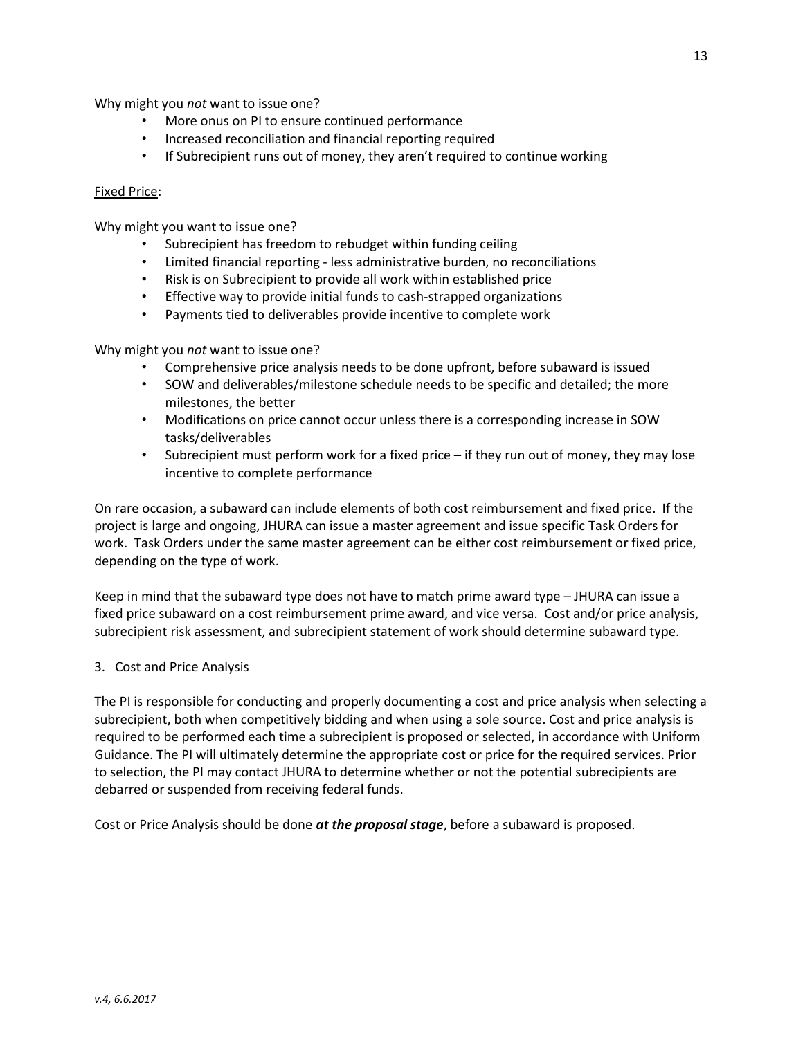Why might you *not* want to issue one?

- More onus on PI to ensure continued performance
- Increased reconciliation and financial reporting required
- If Subrecipient runs out of money, they aren't required to continue working

<u>Fixed Price</u>:

Why might you want to issue one?

- Subrecipient has freedom to rebudget within funding ceiling
- Limited financial reporting - less administrative burden, no reconciliations
- Risk is on Subrecipient to provide all work within established price
- Effective way to provide initial funds to cash-strapped organizations
- Payments tied to deliverables provide incentive to complete work

Why might you *not* want to issue one?

- Comprehensive price analysis needs to be done upfront, before subaward is issued
- SOW and deliverables/milestone schedule needs to be specific and detailed; the more milestones, the better
- Modifications on price cannot occur unless there is a corresponding increase in SOW tasks/deliverables
- Subrecipient must perform work for a fixed price – if they run out of money, they may lose incentive to complete performance

On rare occasion, a subaward can include elements of both cost reimbursement and fixed price. If the project is large and ongoing, JHURA can issue a master agreement and issue specific Task Orders for work. Task Orders under the same master agreement can be either cost reimbursement or fixed price, depending on the type of work.

Keep in mind that the subaward type does not have to match prime award type – JHURA can issue a fixed price subaward on a cost reimbursement prime award, and vice versa. Cost and/or price analysis, subrecipient risk assessment, and subrecipient statement of work should determine subaward type.

3. Cost and Price Analysis

The PI is responsible for conducting and properly documenting a cost and price analysis when selecting a subrecipient, both when competitively bidding and when using a sole source. Cost and price analysis is required to be performed each time a subrecipient is proposed or selected, in accordance with Uniform Guidance. The PI will ultimately determine the appropriate cost or price for the required services. Prior to selection, the PI may contact JHURA to determine whether or not the potential subrecipients are debarred or suspended from receiving federal funds.

Cost or Price Analysis should be done ***at the proposal stage***, before a subaward is proposed.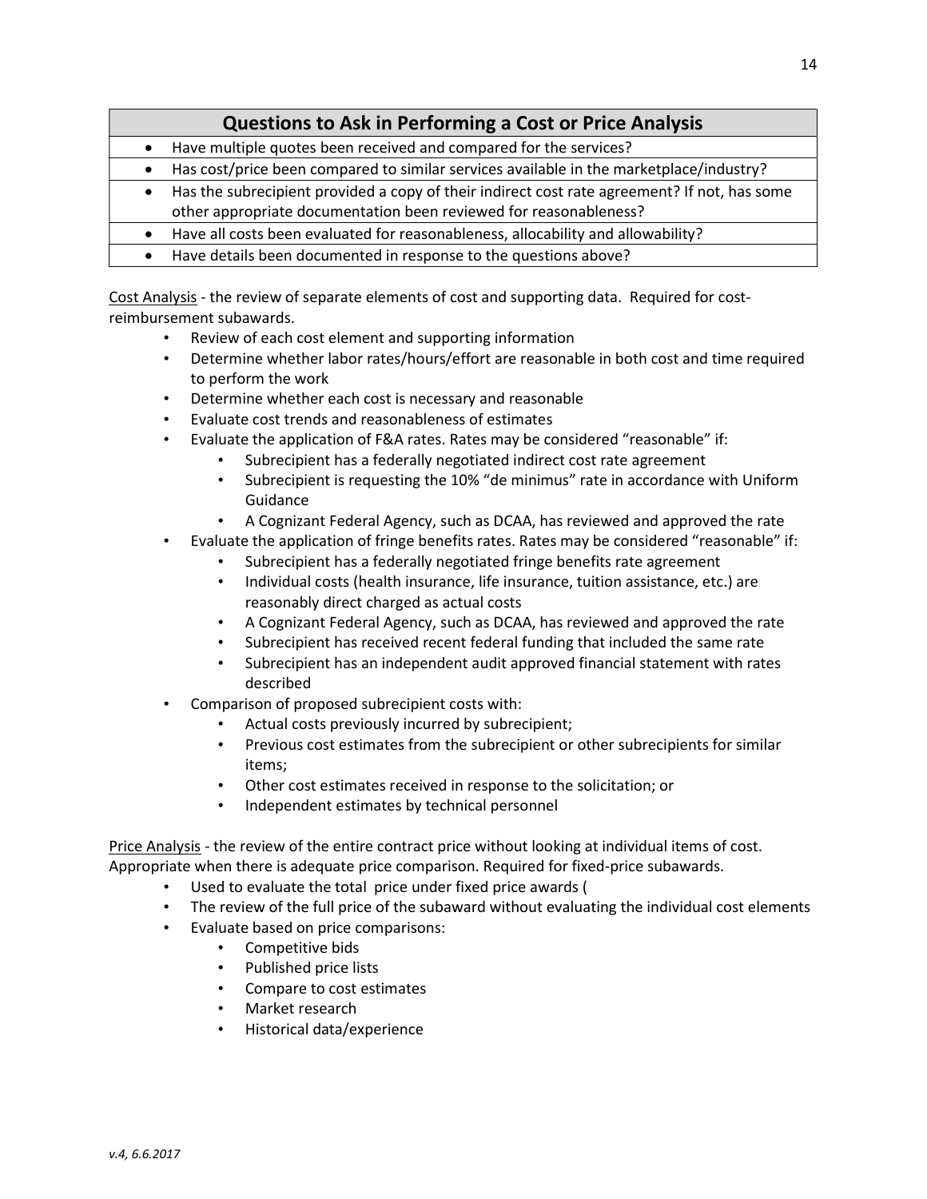| Questions to Ask in Performing a Cost or Price Analysis |
|---|
| • Have multiple quotes been received and compared for the services? |
| • Has cost/price been compared to similar services available in the marketplace/industry? |
| • Has the subrecipient provided a copy of their indirect cost rate agreement? If not, has some other appropriate documentation been reviewed for reasonableness? |
| • Have all costs been evaluated for reasonableness, allocability and allowability? |
| • Have details been documented in response to the questions above? |

Cost Analysis - the review of separate elements of cost and supporting data. Required for cost-reimbursement subawards.

- Review of each cost element and supporting information
- Determine whether labor rates/hours/effort are reasonable in both cost and time required to perform the work
- Determine whether each cost is necessary and reasonable
- Evaluate cost trends and reasonableness of estimates
- Evaluate the application of F&A rates. Rates may be considered "reasonable" if:
  - Subrecipient has a federally negotiated indirect cost rate agreement
  - Subrecipient is requesting the 10% "de minimus" rate in accordance with Uniform Guidance
  - A Cognizant Federal Agency, such as DCAA, has reviewed and approved the rate
- Evaluate the application of fringe benefits rates. Rates may be considered "reasonable" if:
  - Subrecipient has a federally negotiated fringe benefits rate agreement
  - Individual costs (health insurance, life insurance, tuition assistance, etc.) are reasonably direct charged as actual costs
  - A Cognizant Federal Agency, such as DCAA, has reviewed and approved the rate
  - Subrecipient has received recent federal funding that included the same rate
  - Subrecipient has an independent audit approved financial statement with rates described
- Comparison of proposed subrecipient costs with:
  - Actual costs previously incurred by subrecipient;
  - Previous cost estimates from the subrecipient or other subrecipients for similar items;
  - Other cost estimates received in response to the solicitation; or
  - Independent estimates by technical personnel

Price Analysis - the review of the entire contract price without looking at individual items of cost. Appropriate when there is adequate price comparison. Required for fixed-price subawards.

- Used to evaluate the total price under fixed price awards (
- The review of the full price of the subaward without evaluating the individual cost elements
- Evaluate based on price comparisons:
  - Competitive bids
  - Published price lists
  - Compare to cost estimates
  - Market research
  - Historical data/experience

*v.4, 6.6.2017*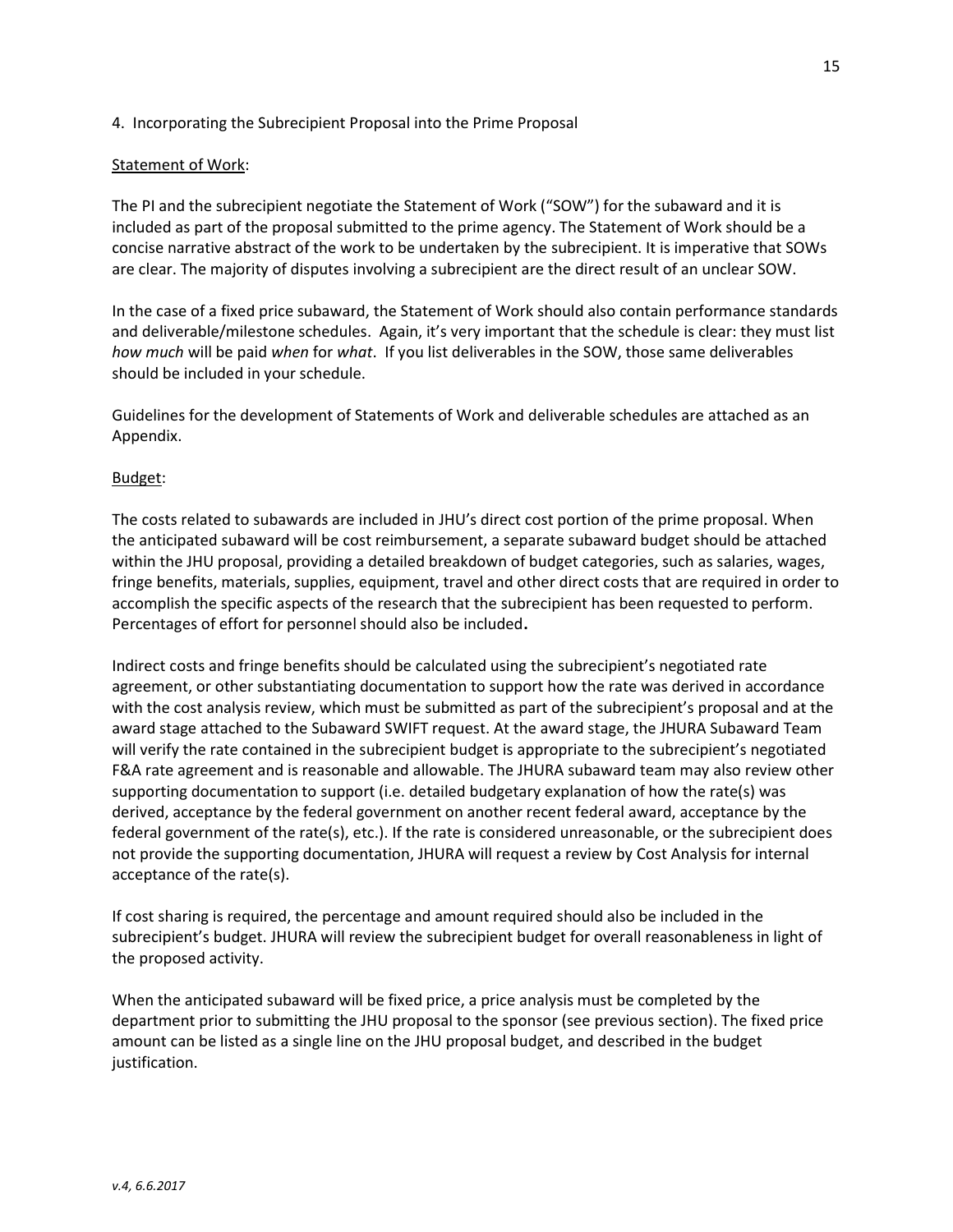4. Incorporating the Subrecipient Proposal into the Prime Proposal

Statement of Work:

The PI and the subrecipient negotiate the Statement of Work ("SOW") for the subaward and it is included as part of the proposal submitted to the prime agency. The Statement of Work should be a concise narrative abstract of the work to be undertaken by the subrecipient. It is imperative that SOWs are clear. The majority of disputes involving a subrecipient are the direct result of an unclear SOW.

In the case of a fixed price subaward, the Statement of Work should also contain performance standards and deliverable/milestone schedules. Again, it's very important that the schedule is clear: they must list *how much* will be paid *when* for *what*. If you list deliverables in the SOW, those same deliverables should be included in your schedule.

Guidelines for the development of Statements of Work and deliverable schedules are attached as an Appendix.

Budget:

The costs related to subawards are included in JHU's direct cost portion of the prime proposal. When the anticipated subaward will be cost reimbursement, a separate subaward budget should be attached within the JHU proposal, providing a detailed breakdown of budget categories, such as salaries, wages, fringe benefits, materials, supplies, equipment, travel and other direct costs that are required in order to accomplish the specific aspects of the research that the subrecipient has been requested to perform. Percentages of effort for personnel should also be included**.**

Indirect costs and fringe benefits should be calculated using the subrecipient's negotiated rate agreement, or other substantiating documentation to support how the rate was derived in accordance with the cost analysis review, which must be submitted as part of the subrecipient's proposal and at the award stage attached to the Subaward SWIFT request. At the award stage, the JHURA Subaward Team will verify the rate contained in the subrecipient budget is appropriate to the subrecipient's negotiated F&A rate agreement and is reasonable and allowable. The JHURA subaward team may also review other supporting documentation to support (i.e. detailed budgetary explanation of how the rate(s) was derived, acceptance by the federal government on another recent federal award, acceptance by the federal government of the rate(s), etc.). If the rate is considered unreasonable, or the subrecipient does not provide the supporting documentation, JHURA will request a review by Cost Analysis for internal acceptance of the rate(s).

If cost sharing is required, the percentage and amount required should also be included in the subrecipient's budget. JHURA will review the subrecipient budget for overall reasonableness in light of the proposed activity.

When the anticipated subaward will be fixed price, a price analysis must be completed by the department prior to submitting the JHU proposal to the sponsor (see previous section). The fixed price amount can be listed as a single line on the JHU proposal budget, and described in the budget justification.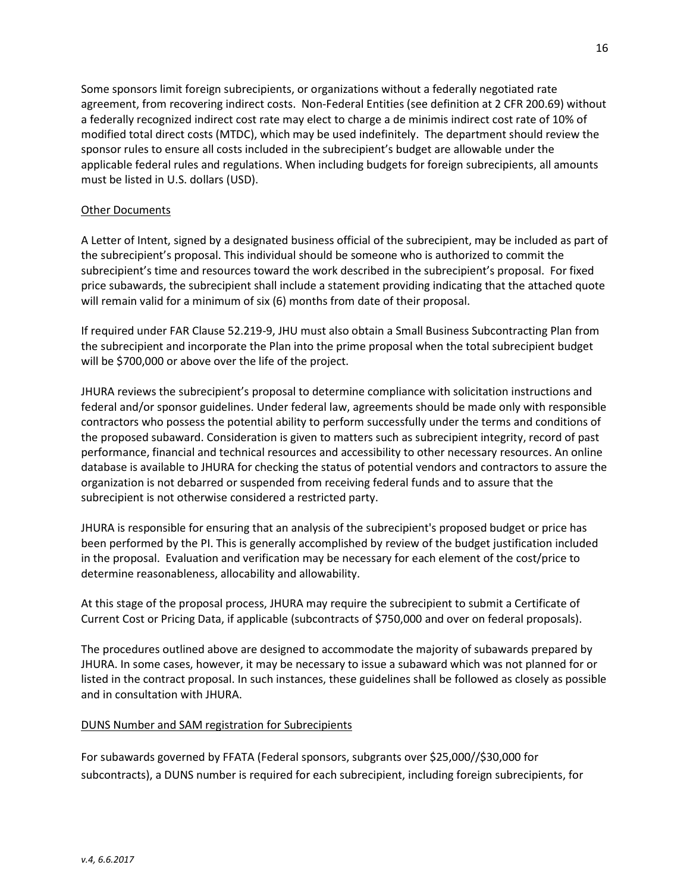Some sponsors limit foreign subrecipients, or organizations without a federally negotiated rate agreement, from recovering indirect costs. Non-Federal Entities (see definition at 2 CFR 200.69) without a federally recognized indirect cost rate may elect to charge a de minimis indirect cost rate of 10% of modified total direct costs (MTDC), which may be used indefinitely. The department should review the sponsor rules to ensure all costs included in the subrecipient's budget are allowable under the applicable federal rules and regulations. When including budgets for foreign subrecipients, all amounts must be listed in U.S. dollars (USD).

Other Documents

A Letter of Intent, signed by a designated business official of the subrecipient, may be included as part of the subrecipient's proposal. This individual should be someone who is authorized to commit the subrecipient's time and resources toward the work described in the subrecipient's proposal. For fixed price subawards, the subrecipient shall include a statement providing indicating that the attached quote will remain valid for a minimum of six (6) months from date of their proposal.

If required under FAR Clause 52.219-9, JHU must also obtain a Small Business Subcontracting Plan from the subrecipient and incorporate the Plan into the prime proposal when the total subrecipient budget will be $700,000 or above over the life of the project.

JHURA reviews the subrecipient's proposal to determine compliance with solicitation instructions and federal and/or sponsor guidelines. Under federal law, agreements should be made only with responsible contractors who possess the potential ability to perform successfully under the terms and conditions of the proposed subaward. Consideration is given to matters such as subrecipient integrity, record of past performance, financial and technical resources and accessibility to other necessary resources. An online database is available to JHURA for checking the status of potential vendors and contractors to assure the organization is not debarred or suspended from receiving federal funds and to assure that the subrecipient is not otherwise considered a restricted party.

JHURA is responsible for ensuring that an analysis of the subrecipient's proposed budget or price has been performed by the PI. This is generally accomplished by review of the budget justification included in the proposal. Evaluation and verification may be necessary for each element of the cost/price to determine reasonableness, allocability and allowability.

At this stage of the proposal process, JHURA may require the subrecipient to submit a Certificate of Current Cost or Pricing Data, if applicable (subcontracts of $750,000 and over on federal proposals).

The procedures outlined above are designed to accommodate the majority of subawards prepared by JHURA. In some cases, however, it may be necessary to issue a subaward which was not planned for or listed in the contract proposal. In such instances, these guidelines shall be followed as closely as possible and in consultation with JHURA.

DUNS Number and SAM registration for Subrecipients

For subawards governed by FFATA (Federal sponsors, subgrants over $25,000//$30,000 for subcontracts), a DUNS number is required for each subrecipient, including foreign subrecipients, for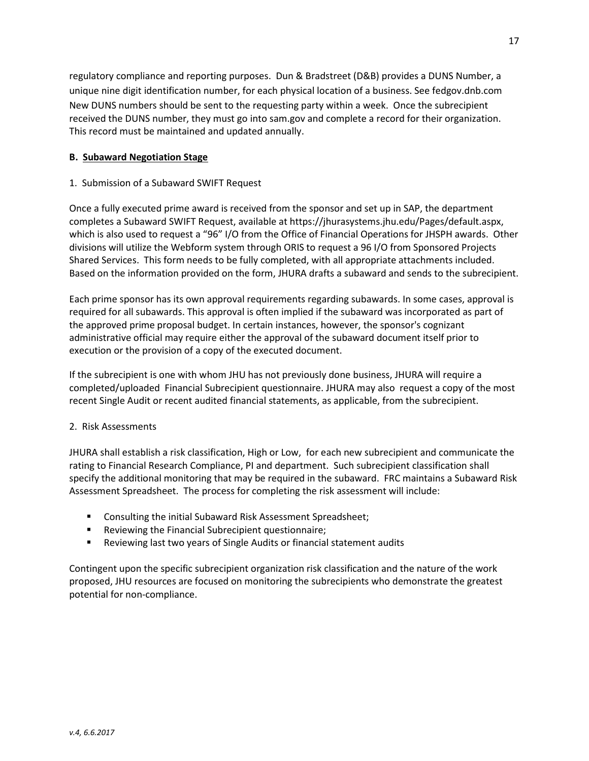regulatory compliance and reporting purposes. Dun & Bradstreet (D&B) provides a DUNS Number, a unique nine digit identification number, for each physical location of a business. See fedgov.dnb.com New DUNS numbers should be sent to the requesting party within a week. Once the subrecipient received the DUNS number, they must go into sam.gov and complete a record for their organization. This record must be maintained and updated annually.

**B. Subaward Negotiation Stage**

1. Submission of a Subaward SWIFT Request

Once a fully executed prime award is received from the sponsor and set up in SAP, the department completes a Subaward SWIFT Request, available at https://jhurasystems.jhu.edu/Pages/default.aspx, which is also used to request a "96" I/O from the Office of Financial Operations for JHSPH awards. Other divisions will utilize the Webform system through ORIS to request a 96 I/O from Sponsored Projects Shared Services. This form needs to be fully completed, with all appropriate attachments included. Based on the information provided on the form, JHURA drafts a subaward and sends to the subrecipient.

Each prime sponsor has its own approval requirements regarding subawards. In some cases, approval is required for all subawards. This approval is often implied if the subaward was incorporated as part of the approved prime proposal budget. In certain instances, however, the sponsor's cognizant administrative official may require either the approval of the subaward document itself prior to execution or the provision of a copy of the executed document.

If the subrecipient is one with whom JHU has not previously done business, JHURA will require a completed/uploaded Financial Subrecipient questionnaire. JHURA may also request a copy of the most recent Single Audit or recent audited financial statements, as applicable, from the subrecipient.

2. Risk Assessments

JHURA shall establish a risk classification, High or Low, for each new subrecipient and communicate the rating to Financial Research Compliance, PI and department. Such subrecipient classification shall specify the additional monitoring that may be required in the subaward. FRC maintains a Subaward Risk Assessment Spreadsheet. The process for completing the risk assessment will include:

- Consulting the initial Subaward Risk Assessment Spreadsheet;
- Reviewing the Financial Subrecipient questionnaire;
- Reviewing last two years of Single Audits or financial statement audits

Contingent upon the specific subrecipient organization risk classification and the nature of the work proposed, JHU resources are focused on monitoring the subrecipients who demonstrate the greatest potential for non-compliance.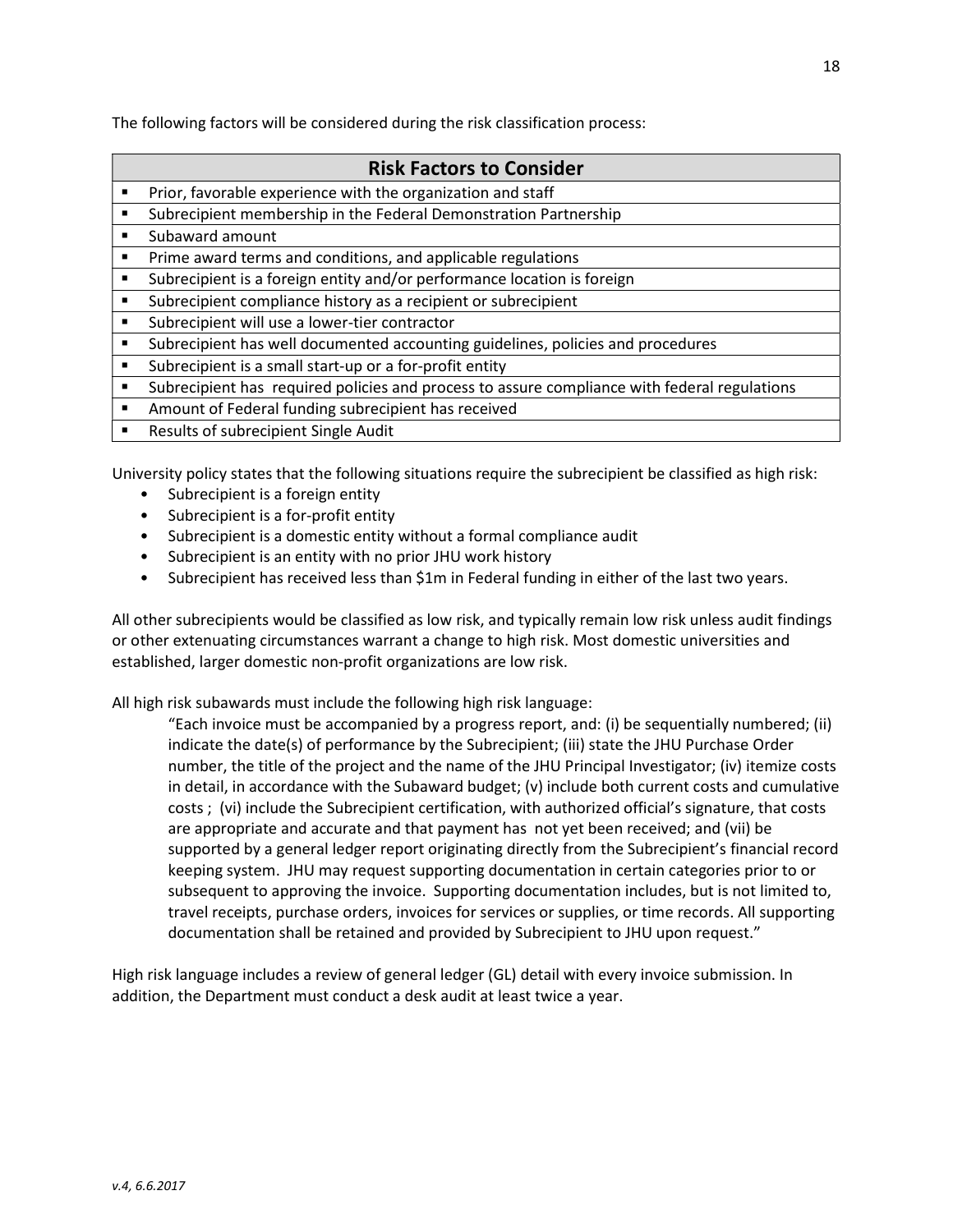The following factors will be considered during the risk classification process:

| Risk Factors to Consider |
| --- |
| ▪ Prior, favorable experience with the organization and staff |
| ▪ Subrecipient membership in the Federal Demonstration Partnership |
| ▪ Subaward amount |
| ▪ Prime award terms and conditions, and applicable regulations |
| ▪ Subrecipient is a foreign entity and/or performance location is foreign |
| ▪ Subrecipient compliance history as a recipient or subrecipient |
| ▪ Subrecipient will use a lower-tier contractor |
| ▪ Subrecipient has well documented accounting guidelines, policies and procedures |
| ▪ Subrecipient is a small start-up or a for-profit entity |
| ▪ Subrecipient has required policies and process to assure compliance with federal regulations |
| ▪ Amount of Federal funding subrecipient has received |
| ▪ Results of subrecipient Single Audit |

University policy states that the following situations require the subrecipient be classified as high risk:

- Subrecipient is a foreign entity
- Subrecipient is a for-profit entity
- Subrecipient is a domestic entity without a formal compliance audit
- Subrecipient is an entity with no prior JHU work history
- Subrecipient has received less than $1m in Federal funding in either of the last two years.

All other subrecipients would be classified as low risk, and typically remain low risk unless audit findings or other extenuating circumstances warrant a change to high risk. Most domestic universities and established, larger domestic non-profit organizations are low risk.

All high risk subawards must include the following high risk language:

> "Each invoice must be accompanied by a progress report, and: (i) be sequentially numbered; (ii) indicate the date(s) of performance by the Subrecipient; (iii) state the JHU Purchase Order number, the title of the project and the name of the JHU Principal Investigator; (iv) itemize costs in detail, in accordance with the Subaward budget; (v) include both current costs and cumulative costs ; (vi) include the Subrecipient certification, with authorized official's signature, that costs are appropriate and accurate and that payment has not yet been received; and (vii) be supported by a general ledger report originating directly from the Subrecipient's financial record keeping system. JHU may request supporting documentation in certain categories prior to or subsequent to approving the invoice. Supporting documentation includes, but is not limited to, travel receipts, purchase orders, invoices for services or supplies, or time records. All supporting documentation shall be retained and provided by Subrecipient to JHU upon request."

High risk language includes a review of general ledger (GL) detail with every invoice submission. In addition, the Department must conduct a desk audit at least twice a year.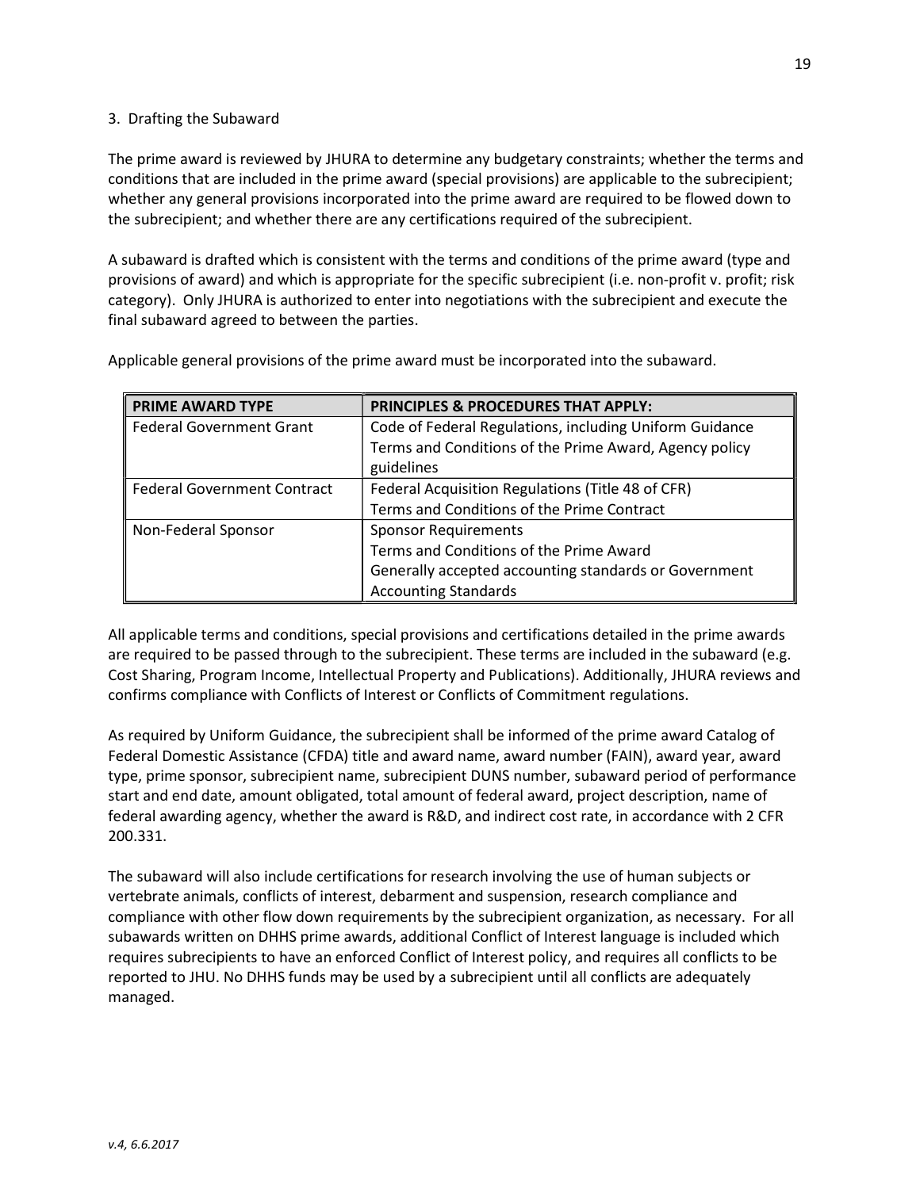### 3. Drafting the Subaward

The prime award is reviewed by JHURA to determine any budgetary constraints; whether the terms and conditions that are included in the prime award (special provisions) are applicable to the subrecipient; whether any general provisions incorporated into the prime award are required to be flowed down to the subrecipient; and whether there are any certifications required of the subrecipient.

A subaward is drafted which is consistent with the terms and conditions of the prime award (type and provisions of award) and which is appropriate for the specific subrecipient (i.e. non-profit v. profit; risk category). Only JHURA is authorized to enter into negotiations with the subrecipient and execute the final subaward agreed to between the parties.

Applicable general provisions of the prime award must be incorporated into the subaward.

| PRIME AWARD TYPE | PRINCIPLES & PROCEDURES THAT APPLY: |
|---|---|
| Federal Government Grant | Code of Federal Regulations, including Uniform Guidance<br>Terms and Conditions of the Prime Award, Agency policy guidelines |
| Federal Government Contract | Federal Acquisition Regulations (Title 48 of CFR)<br>Terms and Conditions of the Prime Contract |
| Non-Federal Sponsor | Sponsor Requirements<br>Terms and Conditions of the Prime Award<br>Generally accepted accounting standards or Government Accounting Standards |

All applicable terms and conditions, special provisions and certifications detailed in the prime awards are required to be passed through to the subrecipient. These terms are included in the subaward (e.g. Cost Sharing, Program Income, Intellectual Property and Publications). Additionally, JHURA reviews and confirms compliance with Conflicts of Interest or Conflicts of Commitment regulations.

As required by Uniform Guidance, the subrecipient shall be informed of the prime award Catalog of Federal Domestic Assistance (CFDA) title and award name, award number (FAIN), award year, award type, prime sponsor, subrecipient name, subrecipient DUNS number, subaward period of performance start and end date, amount obligated, total amount of federal award, project description, name of federal awarding agency, whether the award is R&D, and indirect cost rate, in accordance with 2 CFR 200.331.

The subaward will also include certifications for research involving the use of human subjects or vertebrate animals, conflicts of interest, debarment and suspension, research compliance and compliance with other flow down requirements by the subrecipient organization, as necessary. For all subawards written on DHHS prime awards, additional Conflict of Interest language is included which requires subrecipients to have an enforced Conflict of Interest policy, and requires all conflicts to be reported to JHU. No DHHS funds may be used by a subrecipient until all conflicts are adequately managed.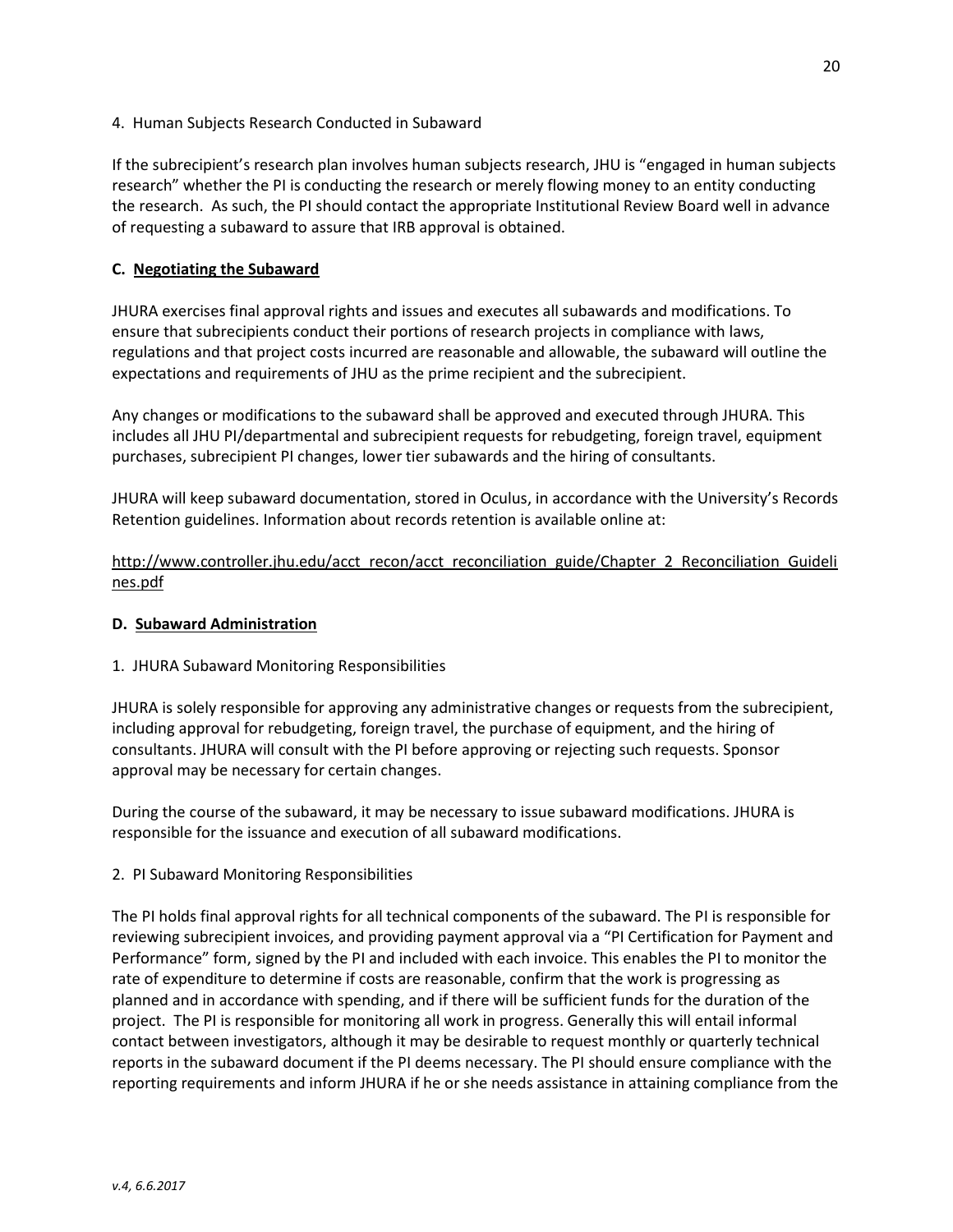4. Human Subjects Research Conducted in Subaward

If the subrecipient's research plan involves human subjects research, JHU is "engaged in human subjects research" whether the PI is conducting the research or merely flowing money to an entity conducting the research. As such, the PI should contact the appropriate Institutional Review Board well in advance of requesting a subaward to assure that IRB approval is obtained.

**C. Negotiating the Subaward**

JHURA exercises final approval rights and issues and executes all subawards and modifications. To ensure that subrecipients conduct their portions of research projects in compliance with laws, regulations and that project costs incurred are reasonable and allowable, the subaward will outline the expectations and requirements of JHU as the prime recipient and the subrecipient.

Any changes or modifications to the subaward shall be approved and executed through JHURA. This includes all JHU PI/departmental and subrecipient requests for rebudgeting, foreign travel, equipment purchases, subrecipient PI changes, lower tier subawards and the hiring of consultants.

JHURA will keep subaward documentation, stored in Oculus, in accordance with the University's Records Retention guidelines. Information about records retention is available online at:

http://www.controller.jhu.edu/acct_recon/acct_reconciliation_guide/Chapter_2_Reconciliation_Guidelines.pdf

**D. Subaward Administration**

1. JHURA Subaward Monitoring Responsibilities

JHURA is solely responsible for approving any administrative changes or requests from the subrecipient, including approval for rebudgeting, foreign travel, the purchase of equipment, and the hiring of consultants. JHURA will consult with the PI before approving or rejecting such requests. Sponsor approval may be necessary for certain changes.

During the course of the subaward, it may be necessary to issue subaward modifications. JHURA is responsible for the issuance and execution of all subaward modifications.

2. PI Subaward Monitoring Responsibilities

The PI holds final approval rights for all technical components of the subaward. The PI is responsible for reviewing subrecipient invoices, and providing payment approval via a "PI Certification for Payment and Performance" form, signed by the PI and included with each invoice. This enables the PI to monitor the rate of expenditure to determine if costs are reasonable, confirm that the work is progressing as planned and in accordance with spending, and if there will be sufficient funds for the duration of the project. The PI is responsible for monitoring all work in progress. Generally this will entail informal contact between investigators, although it may be desirable to request monthly or quarterly technical reports in the subaward document if the PI deems necessary. The PI should ensure compliance with the reporting requirements and inform JHURA if he or she needs assistance in attaining compliance from the

*v.4, 6.6.2017*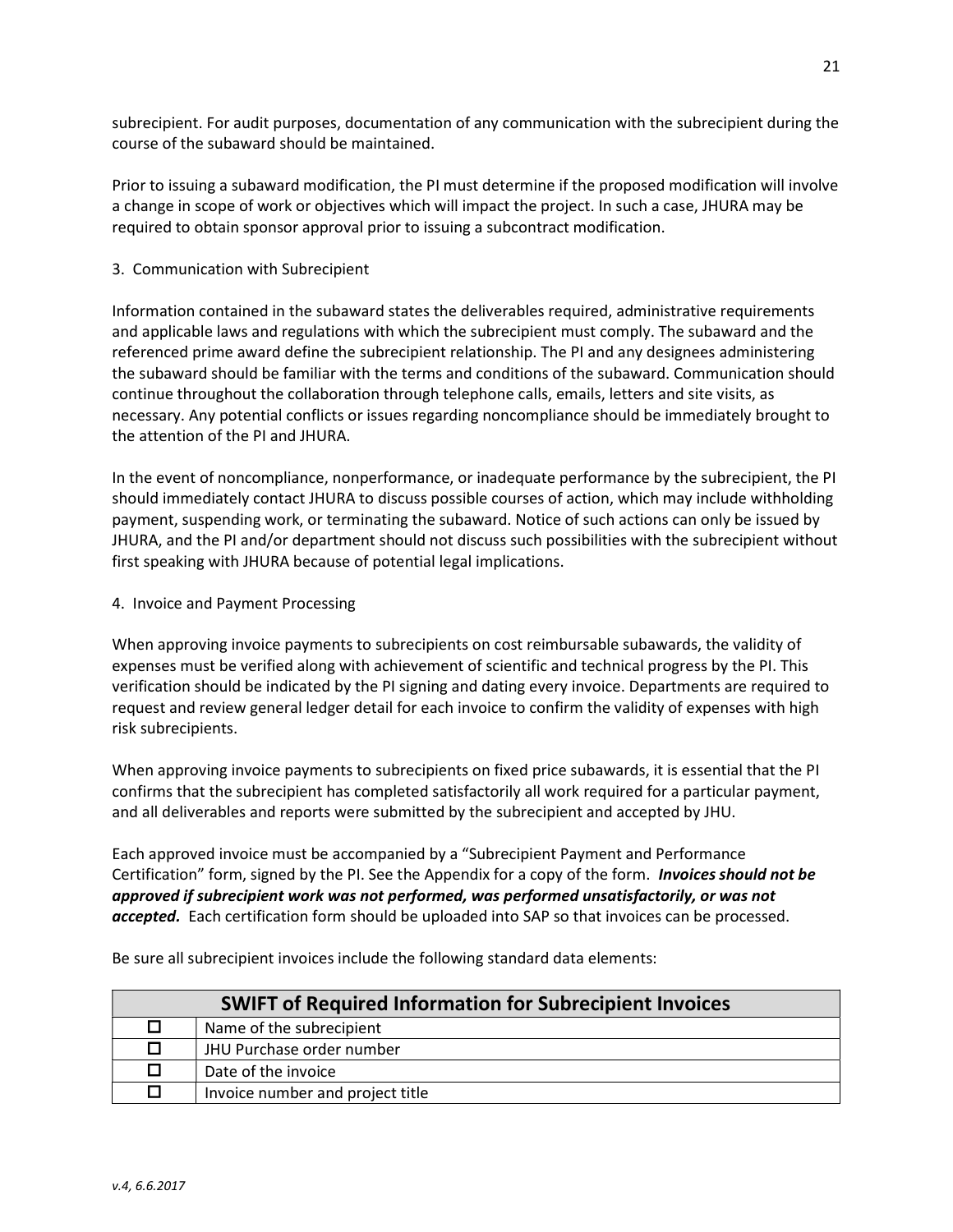subrecipient. For audit purposes, documentation of any communication with the subrecipient during the course of the subaward should be maintained.

Prior to issuing a subaward modification, the PI must determine if the proposed modification will involve a change in scope of work or objectives which will impact the project. In such a case, JHURA may be required to obtain sponsor approval prior to issuing a subcontract modification.

3. Communication with Subrecipient

Information contained in the subaward states the deliverables required, administrative requirements and applicable laws and regulations with which the subrecipient must comply. The subaward and the referenced prime award define the subrecipient relationship. The PI and any designees administering the subaward should be familiar with the terms and conditions of the subaward. Communication should continue throughout the collaboration through telephone calls, emails, letters and site visits, as necessary. Any potential conflicts or issues regarding noncompliance should be immediately brought to the attention of the PI and JHURA.

In the event of noncompliance, nonperformance, or inadequate performance by the subrecipient, the PI should immediately contact JHURA to discuss possible courses of action, which may include withholding payment, suspending work, or terminating the subaward. Notice of such actions can only be issued by JHURA, and the PI and/or department should not discuss such possibilities with the subrecipient without first speaking with JHURA because of potential legal implications.

4. Invoice and Payment Processing

When approving invoice payments to subrecipients on cost reimbursable subawards, the validity of expenses must be verified along with achievement of scientific and technical progress by the PI. This verification should be indicated by the PI signing and dating every invoice. Departments are required to request and review general ledger detail for each invoice to confirm the validity of expenses with high risk subrecipients.

When approving invoice payments to subrecipients on fixed price subawards, it is essential that the PI confirms that the subrecipient has completed satisfactorily all work required for a particular payment, and all deliverables and reports were submitted by the subrecipient and accepted by JHU.

Each approved invoice must be accompanied by a "Subrecipient Payment and Performance Certification" form, signed by the PI. See the Appendix for a copy of the form. ***Invoices should not be approved if subrecipient work was not performed, was performed unsatisfactorily, or was not accepted.*** Each certification form should be uploaded into SAP so that invoices can be processed.

Be sure all subrecipient invoices include the following standard data elements:

| **SWIFT of Required Information for Subrecipient Invoices** | |
|---|---|
| ☐ | Name of the subrecipient |
| ☐ | JHU Purchase order number |
| ☐ | Date of the invoice |
| ☐ | Invoice number and project title |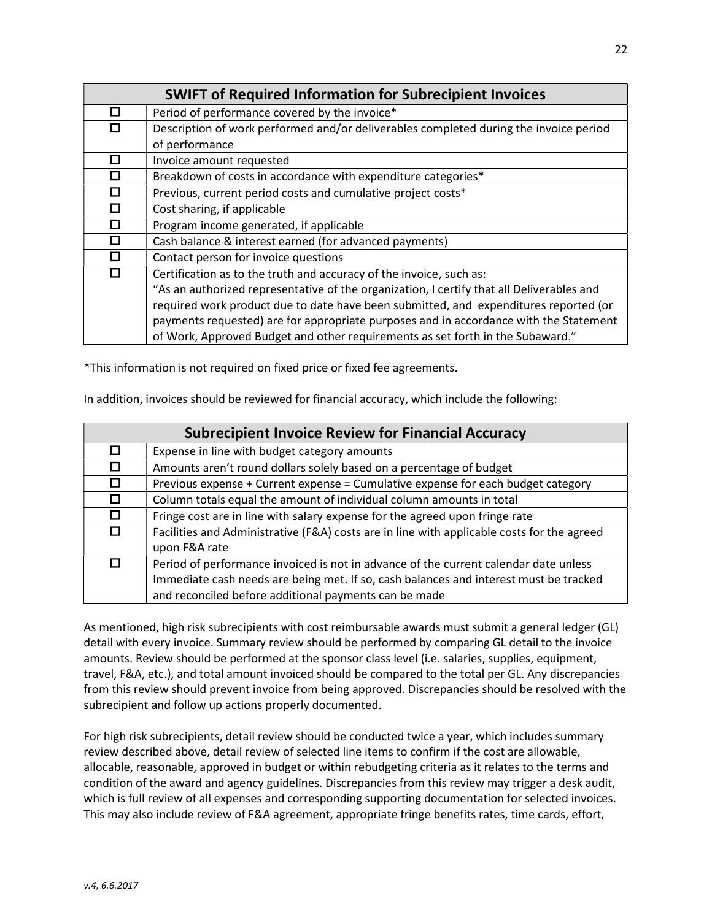| SWIFT of Required Information for Subrecipient Invoices | |
|---|---|
| ☐ | Period of performance covered by the invoice* |
| ☐ | Description of work performed and/or deliverables completed during the invoice period of performance |
| ☐ | Invoice amount requested |
| ☐ | Breakdown of costs in accordance with expenditure categories* |
| ☐ | Previous, current period costs and cumulative project costs* |
| ☐ | Cost sharing, if applicable |
| ☐ | Program income generated, if applicable |
| ☐ | Cash balance & interest earned (for advanced payments) |
| ☐ | Contact person for invoice questions |
| ☐ | Certification as to the truth and accuracy of the invoice, such as: "As an authorized representative of the organization, I certify that all Deliverables and required work product due to date have been submitted, and expenditures reported (or payments requested) are for appropriate purposes and in accordance with the Statement of Work, Approved Budget and other requirements as set forth in the Subaward." |

*This information is not required on fixed price or fixed fee agreements.

In addition, invoices should be reviewed for financial accuracy, which include the following:

| Subrecipient Invoice Review for Financial Accuracy | |
|---|---|
| ☐ | Expense in line with budget category amounts |
| ☐ | Amounts aren't round dollars solely based on a percentage of budget |
| ☐ | Previous expense + Current expense = Cumulative expense for each budget category |
| ☐ | Column totals equal the amount of individual column amounts in total |
| ☐ | Fringe cost are in line with salary expense for the agreed upon fringe rate |
| ☐ | Facilities and Administrative (F&A) costs are in line with applicable costs for the agreed upon F&A rate |
| ☐ | Period of performance invoiced is not in advance of the current calendar date unless Immediate cash needs are being met. If so, cash balances and interest must be tracked and reconciled before additional payments can be made |

As mentioned, high risk subrecipients with cost reimbursable awards must submit a general ledger (GL) detail with every invoice. Summary review should be performed by comparing GL detail to the invoice amounts. Review should be performed at the sponsor class level (i.e. salaries, supplies, equipment, travel, F&A, etc.), and total amount invoiced should be compared to the total per GL. Any discrepancies from this review should prevent invoice from being approved. Discrepancies should be resolved with the subrecipient and follow up actions properly documented.

For high risk subrecipients, detail review should be conducted twice a year, which includes summary review described above, detail review of selected line items to confirm if the cost are allowable, allocable, reasonable, approved in budget or within rebudgeting criteria as it relates to the terms and condition of the award and agency guidelines. Discrepancies from this review may trigger a desk audit, which is full review of all expenses and corresponding supporting documentation for selected invoices. This may also include review of F&A agreement, appropriate fringe benefits rates, time cards, effort,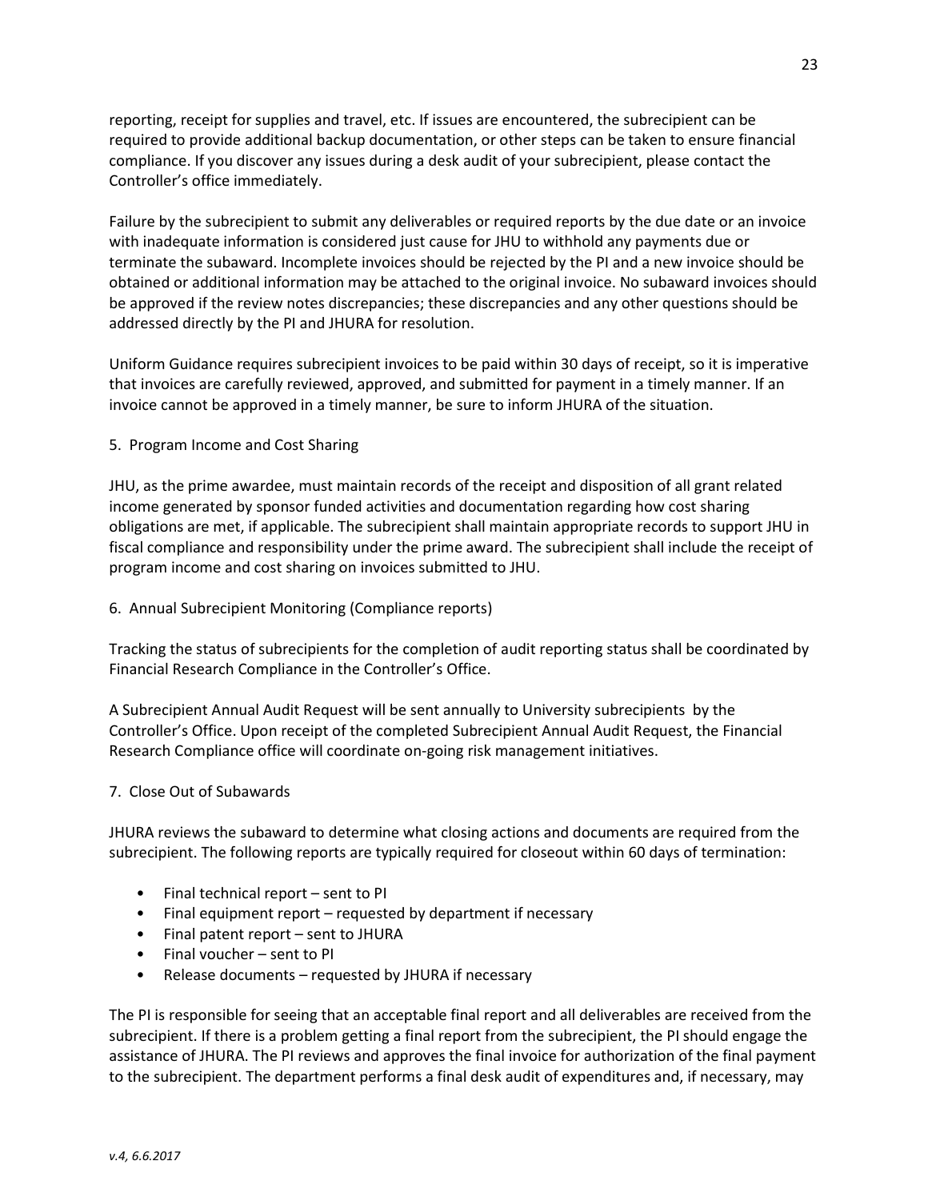reporting, receipt for supplies and travel, etc. If issues are encountered, the subrecipient can be required to provide additional backup documentation, or other steps can be taken to ensure financial compliance. If you discover any issues during a desk audit of your subrecipient, please contact the Controller's office immediately.

Failure by the subrecipient to submit any deliverables or required reports by the due date or an invoice with inadequate information is considered just cause for JHU to withhold any payments due or terminate the subaward. Incomplete invoices should be rejected by the PI and a new invoice should be obtained or additional information may be attached to the original invoice. No subaward invoices should be approved if the review notes discrepancies; these discrepancies and any other questions should be addressed directly by the PI and JHURA for resolution.

Uniform Guidance requires subrecipient invoices to be paid within 30 days of receipt, so it is imperative that invoices are carefully reviewed, approved, and submitted for payment in a timely manner. If an invoice cannot be approved in a timely manner, be sure to inform JHURA of the situation.

5. Program Income and Cost Sharing

JHU, as the prime awardee, must maintain records of the receipt and disposition of all grant related income generated by sponsor funded activities and documentation regarding how cost sharing obligations are met, if applicable. The subrecipient shall maintain appropriate records to support JHU in fiscal compliance and responsibility under the prime award. The subrecipient shall include the receipt of program income and cost sharing on invoices submitted to JHU.

6. Annual Subrecipient Monitoring (Compliance reports)

Tracking the status of subrecipients for the completion of audit reporting status shall be coordinated by Financial Research Compliance in the Controller's Office.

A Subrecipient Annual Audit Request will be sent annually to University subrecipients by the Controller's Office. Upon receipt of the completed Subrecipient Annual Audit Request, the Financial Research Compliance office will coordinate on-going risk management initiatives.

7. Close Out of Subawards

JHURA reviews the subaward to determine what closing actions and documents are required from the subrecipient. The following reports are typically required for closeout within 60 days of termination:

- Final technical report – sent to PI
- Final equipment report – requested by department if necessary
- Final patent report – sent to JHURA
- Final voucher – sent to PI
- Release documents – requested by JHURA if necessary

The PI is responsible for seeing that an acceptable final report and all deliverables are received from the subrecipient. If there is a problem getting a final report from the subrecipient, the PI should engage the assistance of JHURA. The PI reviews and approves the final invoice for authorization of the final payment to the subrecipient. The department performs a final desk audit of expenditures and, if necessary, may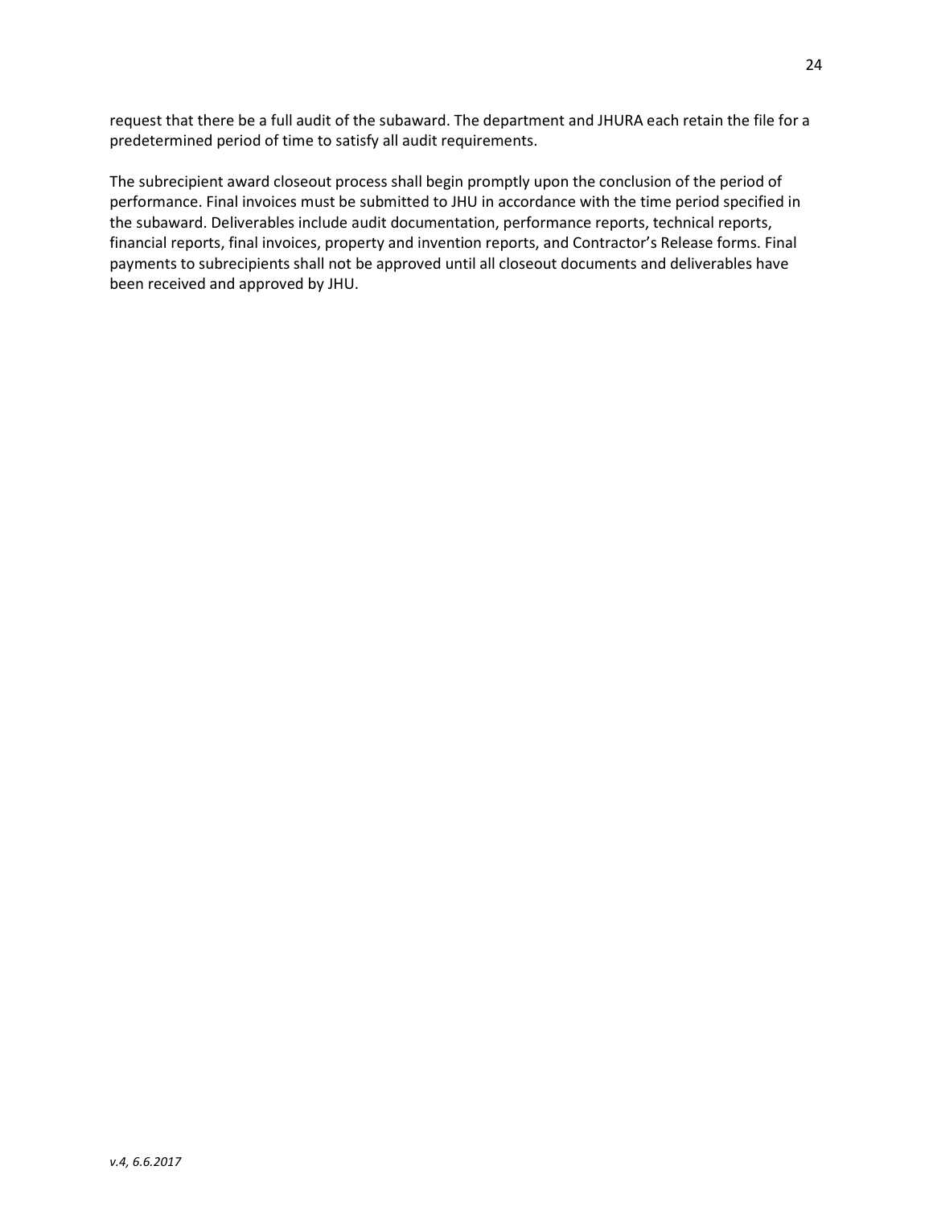request that there be a full audit of the subaward. The department and JHURA each retain the file for a predetermined period of time to satisfy all audit requirements.

The subrecipient award closeout process shall begin promptly upon the conclusion of the period of performance. Final invoices must be submitted to JHU in accordance with the time period specified in the subaward. Deliverables include audit documentation, performance reports, technical reports, financial reports, final invoices, property and invention reports, and Contractor's Release forms. Final payments to subrecipients shall not be approved until all closeout documents and deliverables have been received and approved by JHU.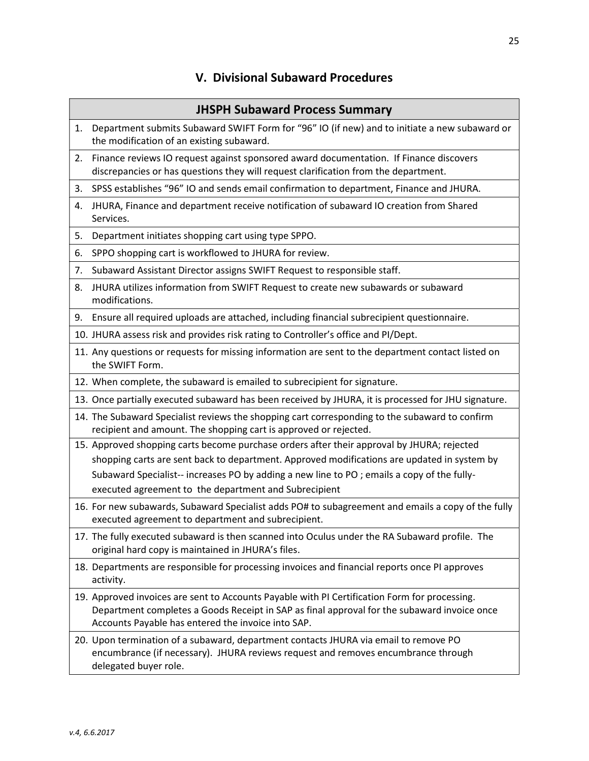## V. Divisional Subaward Procedures

| JHSPH Subaward Process Summary |
| --- |
| 1. Department submits Subaward SWIFT Form for "96" IO (if new) and to initiate a new subaward or the modification of an existing subaward. |
| 2. Finance reviews IO request against sponsored award documentation. If Finance discovers discrepancies or has questions they will request clarification from the department. |
| 3. SPSS establishes "96" IO and sends email confirmation to department, Finance and JHURA. |
| 4. JHURA, Finance and department receive notification of subaward IO creation from Shared Services. |
| 5. Department initiates shopping cart using type SPPO. |
| 6. SPPO shopping cart is workflowed to JHURA for review. |
| 7. Subaward Assistant Director assigns SWIFT Request to responsible staff. |
| 8. JHURA utilizes information from SWIFT Request to create new subawards or subaward modifications. |
| 9. Ensure all required uploads are attached, including financial subrecipient questionnaire. |
| 10. JHURA assess risk and provides risk rating to Controller's office and PI/Dept. |
| 11. Any questions or requests for missing information are sent to the department contact listed on the SWIFT Form. |
| 12. When complete, the subaward is emailed to subrecipient for signature. |
| 13. Once partially executed subaward has been received by JHURA, it is processed for JHU signature. |
| 14. The Subaward Specialist reviews the shopping cart corresponding to the subaward to confirm recipient and amount. The shopping cart is approved or rejected. |
| 15. Approved shopping carts become purchase orders after their approval by JHURA; rejected shopping carts are sent back to department. Approved modifications are updated in system by Subaward Specialist-- increases PO by adding a new line to PO ; emails a copy of the fully-executed agreement to the department and Subrecipient |
| 16. For new subawards, Subaward Specialist adds PO# to subagreement and emails a copy of the fully executed agreement to department and subrecipient. |
| 17. The fully executed subaward is then scanned into Oculus under the RA Subaward profile. The original hard copy is maintained in JHURA's files. |
| 18. Departments are responsible for processing invoices and financial reports once PI approves activity. |
| 19. Approved invoices are sent to Accounts Payable with PI Certification Form for processing. Department completes a Goods Receipt in SAP as final approval for the subaward invoice once Accounts Payable has entered the invoice into SAP. |
| 20. Upon termination of a subaward, department contacts JHURA via email to remove PO encumbrance (if necessary). JHURA reviews request and removes encumbrance through delegated buyer role. |

*v.4, 6.6.2017*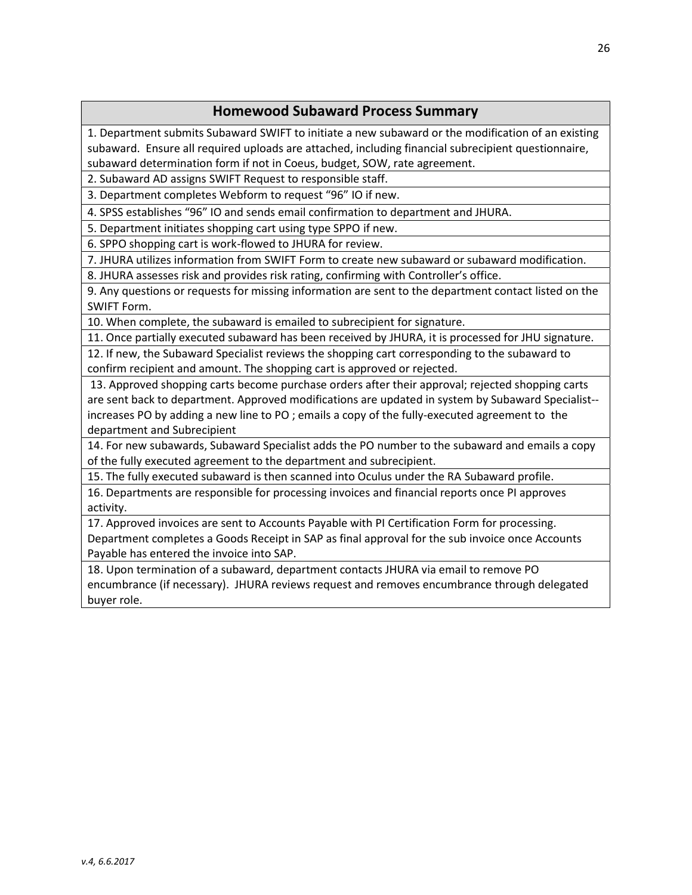| Homewood Subaward Process Summary |
| --- |
| 1. Department submits Subaward SWIFT to initiate a new subaward or the modification of an existing subaward. Ensure all required uploads are attached, including financial subrecipient questionnaire, subaward determination form if not in Coeus, budget, SOW, rate agreement. |
| 2. Subaward AD assigns SWIFT Request to responsible staff. |
| 3. Department completes Webform to request "96" IO if new. |
| 4. SPSS establishes "96" IO and sends email confirmation to department and JHURA. |
| 5. Department initiates shopping cart using type SPPO if new. |
| 6. SPPO shopping cart is work-flowed to JHURA for review. |
| 7. JHURA utilizes information from SWIFT Form to create new subaward or subaward modification. |
| 8. JHURA assesses risk and provides risk rating, confirming with Controller's office. |
| 9. Any questions or requests for missing information are sent to the department contact listed on the SWIFT Form. |
| 10. When complete, the subaward is emailed to subrecipient for signature. |
| 11. Once partially executed subaward has been received by JHURA, it is processed for JHU signature. |
| 12. If new, the Subaward Specialist reviews the shopping cart corresponding to the subaward to confirm recipient and amount. The shopping cart is approved or rejected. |
| 13. Approved shopping carts become purchase orders after their approval; rejected shopping carts are sent back to department. Approved modifications are updated in system by Subaward Specialist--increases PO by adding a new line to PO ; emails a copy of the fully-executed agreement to the department and Subrecipient |
| 14. For new subawards, Subaward Specialist adds the PO number to the subaward and emails a copy of the fully executed agreement to the department and subrecipient. |
| 15. The fully executed subaward is then scanned into Oculus under the RA Subaward profile. |
| 16. Departments are responsible for processing invoices and financial reports once PI approves activity. |
| 17. Approved invoices are sent to Accounts Payable with PI Certification Form for processing. Department completes a Goods Receipt in SAP as final approval for the sub invoice once Accounts Payable has entered the invoice into SAP. |
| 18. Upon termination of a subaward, department contacts JHURA via email to remove PO encumbrance (if necessary). JHURA reviews request and removes encumbrance through delegated buyer role. |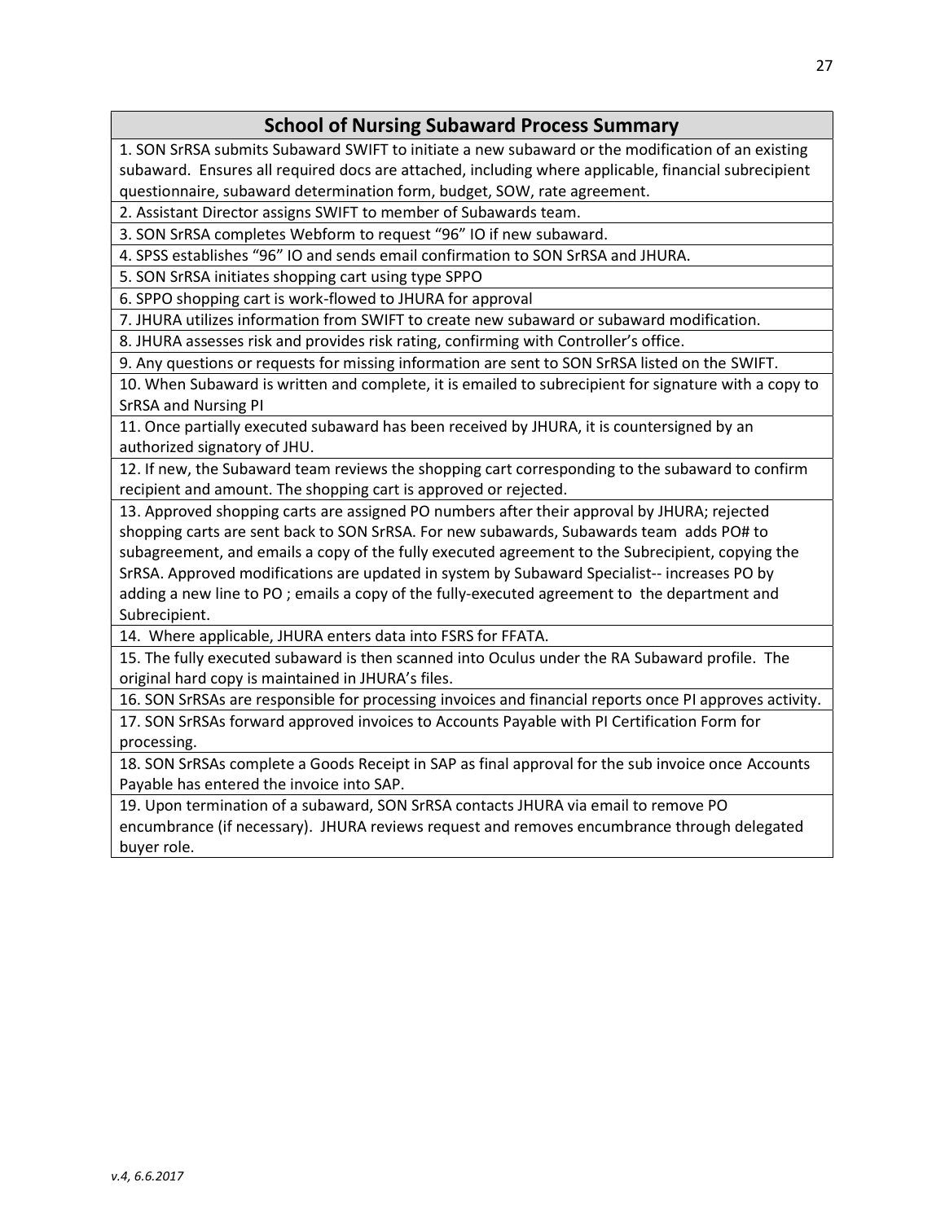| School of Nursing Subaward Process Summary |
|---|
| 1. SON SrRSA submits Subaward SWIFT to initiate a new subaward or the modification of an existing subaward. Ensures all required docs are attached, including where applicable, financial subrecipient questionnaire, subaward determination form, budget, SOW, rate agreement. |
| 2. Assistant Director assigns SWIFT to member of Subawards team. |
| 3. SON SrRSA completes Webform to request "96" IO if new subaward. |
| 4. SPSS establishes "96" IO and sends email confirmation to SON SrRSA and JHURA. |
| 5. SON SrRSA initiates shopping cart using type SPPO |
| 6. SPPO shopping cart is work-flowed to JHURA for approval |
| 7. JHURA utilizes information from SWIFT to create new subaward or subaward modification. |
| 8. JHURA assesses risk and provides risk rating, confirming with Controller's office. |
| 9. Any questions or requests for missing information are sent to SON SrRSA listed on the SWIFT. |
| 10. When Subaward is written and complete, it is emailed to subrecipient for signature with a copy to SrRSA and Nursing PI |
| 11. Once partially executed subaward has been received by JHURA, it is countersigned by an authorized signatory of JHU. |
| 12. If new, the Subaward team reviews the shopping cart corresponding to the subaward to confirm recipient and amount. The shopping cart is approved or rejected. |
| 13. Approved shopping carts are assigned PO numbers after their approval by JHURA; rejected shopping carts are sent back to SON SrRSA. For new subawards, Subawards team adds PO# to subagreement, and emails a copy of the fully executed agreement to the Subrecipient, copying the SrRSA. Approved modifications are updated in system by Subaward Specialist-- increases PO by adding a new line to PO ; emails a copy of the fully-executed agreement to the department and Subrecipient. |
| 14. Where applicable, JHURA enters data into FSRS for FFATA. |
| 15. The fully executed subaward is then scanned into Oculus under the RA Subaward profile. The original hard copy is maintained in JHURA's files. |
| 16. SON SrRSAs are responsible for processing invoices and financial reports once PI approves activity. |
| 17. SON SrRSAs forward approved invoices to Accounts Payable with PI Certification Form for processing. |
| 18. SON SrRSAs complete a Goods Receipt in SAP as final approval for the sub invoice once Accounts Payable has entered the invoice into SAP. |
| 19. Upon termination of a subaward, SON SrRSA contacts JHURA via email to remove PO encumbrance (if necessary). JHURA reviews request and removes encumbrance through delegated buyer role. |

*v.4, 6.6.2017*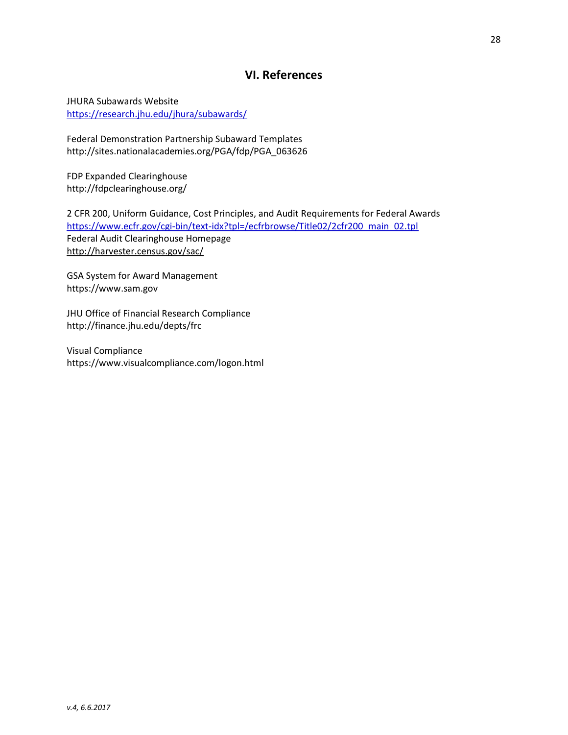## VI. References

JHURA Subawards Website
https://research.jhu.edu/jhura/subawards/

Federal Demonstration Partnership Subaward Templates
http://sites.nationalacademies.org/PGA/fdp/PGA_063626

FDP Expanded Clearinghouse
http://fdpclearinghouse.org/

2 CFR 200, Uniform Guidance, Cost Principles, and Audit Requirements for Federal Awards
https://www.ecfr.gov/cgi-bin/text-idx?tpl=/ecfrbrowse/Title02/2cfr200_main_02.tpl
Federal Audit Clearinghouse Homepage
http://harvester.census.gov/sac/

GSA System for Award Management
https://www.sam.gov

JHU Office of Financial Research Compliance
http://finance.jhu.edu/depts/frc

Visual Compliance
https://www.visualcompliance.com/logon.html

*v.4, 6.6.2017*